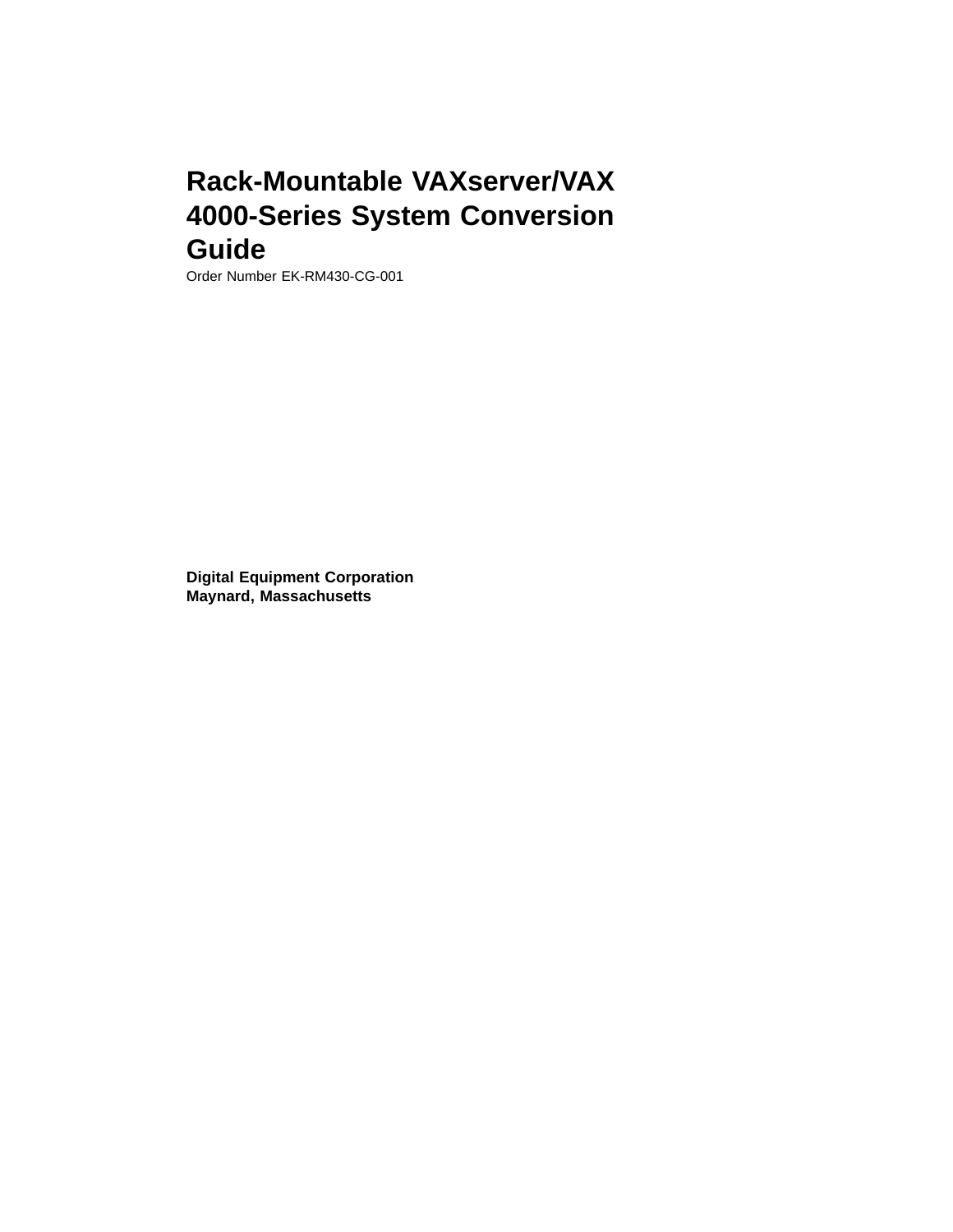# Rack-Mountable VAXserver/VAX 4000-Series System Conversion Guide

Order Number EK-RM430-CG-001

**Digital Equipment Corporation**
**Maynard, Massachusetts**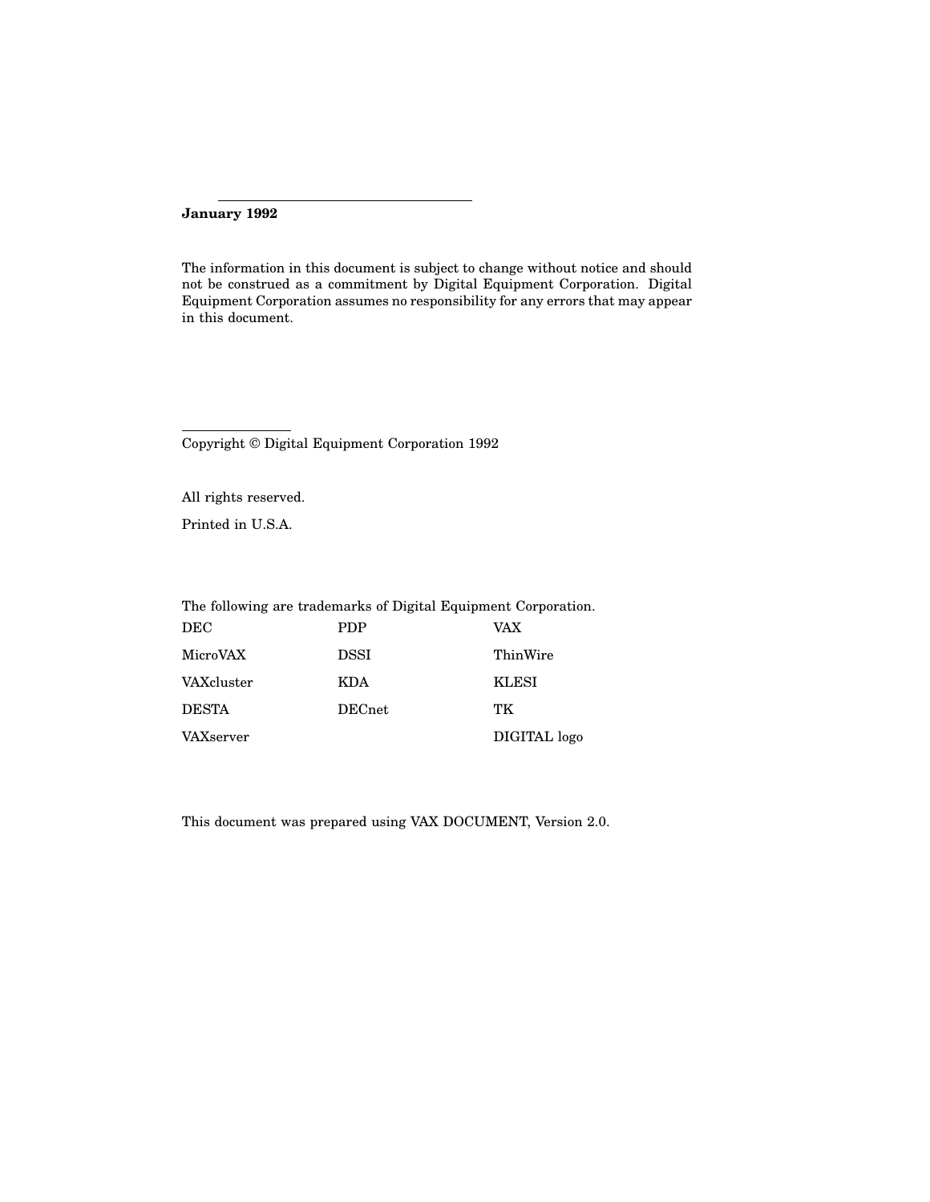**January 1992**

The information in this document is subject to change without notice and should not be construed as a commitment by Digital Equipment Corporation. Digital Equipment Corporation assumes no responsibility for any errors that may appear in this document.

Copyright © Digital Equipment Corporation 1992

All rights reserved.

Printed in U.S.A.

The following are trademarks of Digital Equipment Corporation.

| | | |
|---|---|---|
| DEC | PDP | VAX |
| MicroVAX | DSSI | ThinWire |
| VAXcluster | KDA | KLESI |
| DESTA | DECnet | TK |
| VAXserver | | DIGITAL logo |

This document was prepared using VAX DOCUMENT, Version 2.0.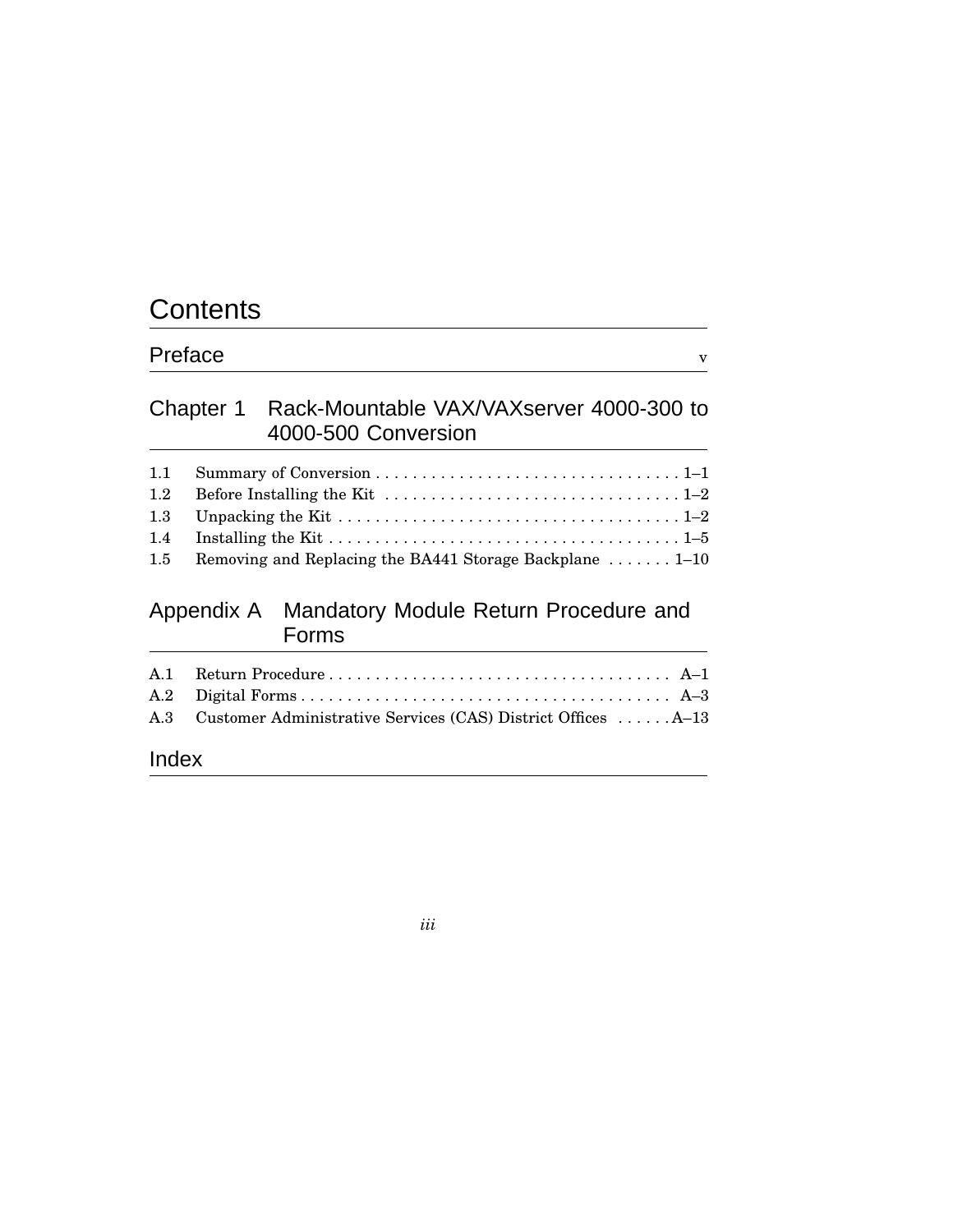# Contents

## Preface v

## Chapter 1 Rack-Mountable VAX/VAXserver 4000-300 to 4000-500 Conversion

1.1 Summary of Conversion . . . . . . . . . . . . . . . . . . . . . . . . . . . . . . . . . 1–1
1.2 Before Installing the Kit . . . . . . . . . . . . . . . . . . . . . . . . . . . . . . . . 1–2
1.3 Unpacking the Kit . . . . . . . . . . . . . . . . . . . . . . . . . . . . . . . . . . . . . 1–2
1.4 Installing the Kit . . . . . . . . . . . . . . . . . . . . . . . . . . . . . . . . . . . . . . 1–5
1.5 Removing and Replacing the BA441 Storage Backplane . . . . . . . 1–10

## Appendix A Mandatory Module Return Procedure and Forms

A.1 Return Procedure . . . . . . . . . . . . . . . . . . . . . . . . . . . . . . . . . . . . . A–1
A.2 Digital Forms . . . . . . . . . . . . . . . . . . . . . . . . . . . . . . . . . . . . . . . . A–3
A.3 Customer Administrative Services (CAS) District Offices . . . . . . A–13

## Index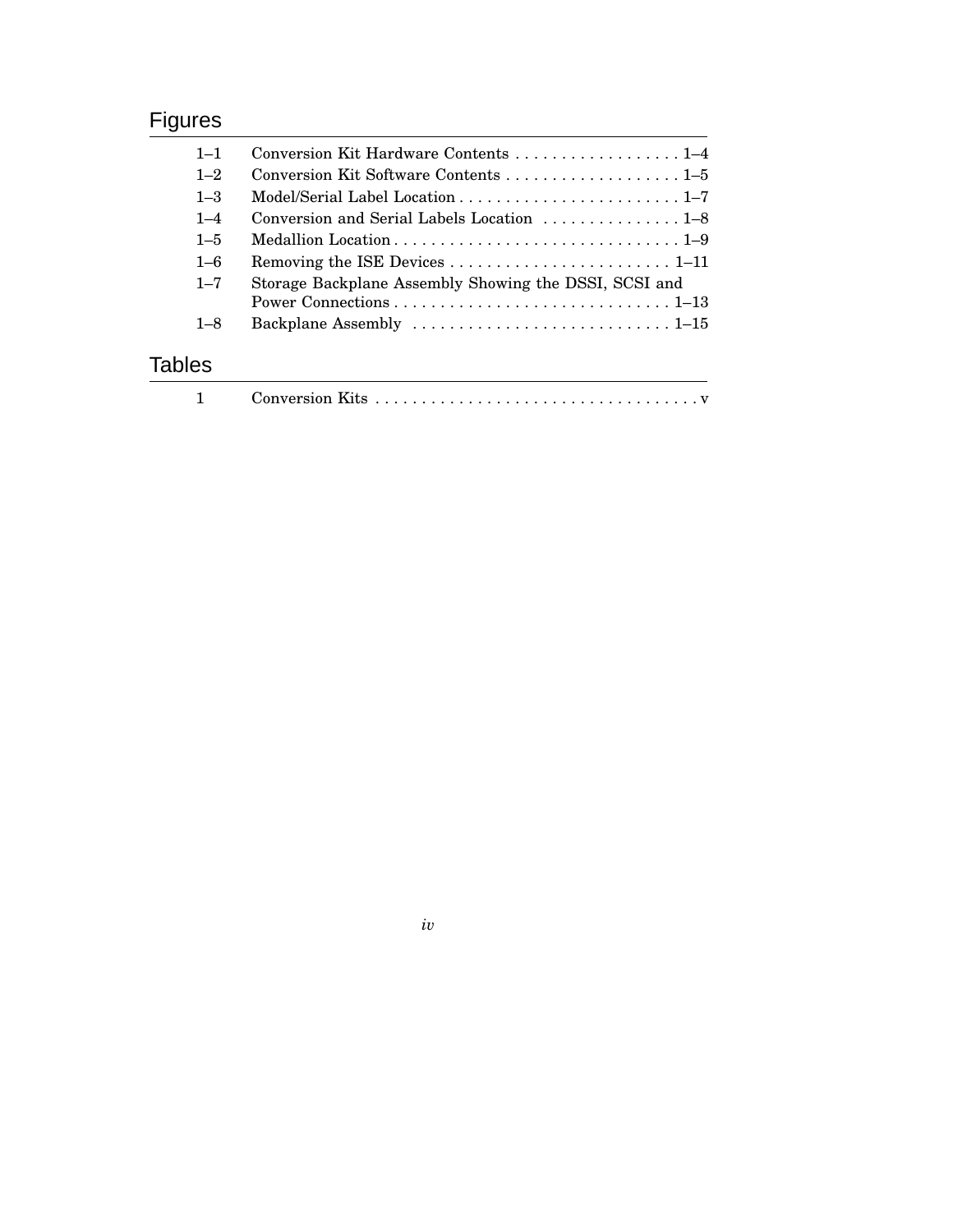## Figures

| | | |
|---|---|---|
| 1–1 | Conversion Kit Hardware Contents | 1–4 |
| 1–2 | Conversion Kit Software Contents | 1–5 |
| 1–3 | Model/Serial Label Location | 1–7 |
| 1–4 | Conversion and Serial Labels Location | 1–8 |
| 1–5 | Medallion Location | 1–9 |
| 1–6 | Removing the ISE Devices | 1–11 |
| 1–7 | Storage Backplane Assembly Showing the DSSI, SCSI and Power Connections | 1–13 |
| 1–8 | Backplane Assembly | 1–15 |

## Tables

| | | |
|---|---|---|
| 1 | Conversion Kits | v |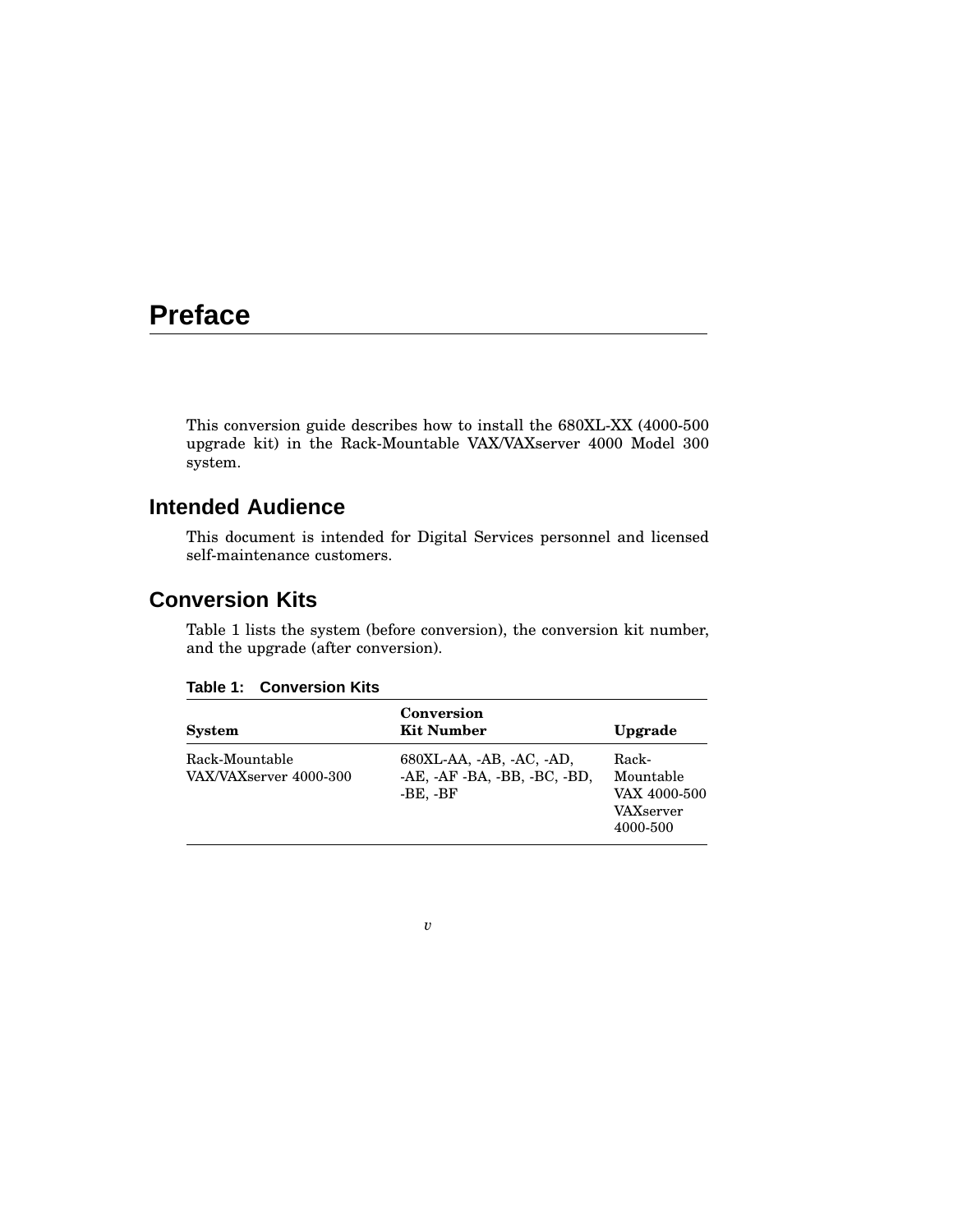# Preface

This conversion guide describes how to install the 680XL-XX (4000-500 upgrade kit) in the Rack-Mountable VAX/VAXserver 4000 Model 300 system.

## Intended Audience

This document is intended for Digital Services personnel and licensed self-maintenance customers.

## Conversion Kits

Table 1 lists the system (before conversion), the conversion kit number, and the upgrade (after conversion).

**Table 1: Conversion Kits**

| System | Conversion Kit Number | Upgrade |
|---|---|---|
| Rack-Mountable VAX/VAXserver 4000-300 | 680XL-AA, -AB, -AC, -AD, -AE, -AF -BA, -BB, -BC, -BD, -BE, -BF | Rack-Mountable VAX 4000-500 VAXserver 4000-500 |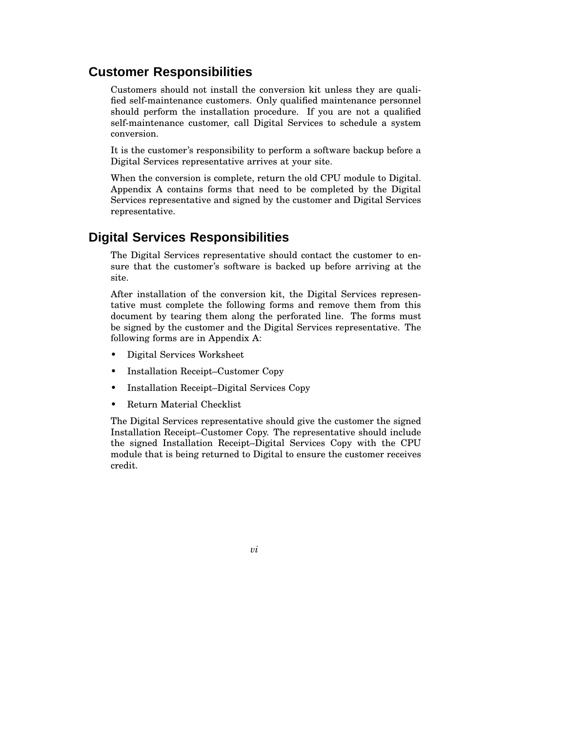## Customer Responsibilities

Customers should not install the conversion kit unless they are qualified self-maintenance customers. Only qualified maintenance personnel should perform the installation procedure. If you are not a qualified self-maintenance customer, call Digital Services to schedule a system conversion.

It is the customer's responsibility to perform a software backup before a Digital Services representative arrives at your site.

When the conversion is complete, return the old CPU module to Digital. Appendix A contains forms that need to be completed by the Digital Services representative and signed by the customer and Digital Services representative.

## Digital Services Responsibilities

The Digital Services representative should contact the customer to ensure that the customer's software is backed up before arriving at the site.

After installation of the conversion kit, the Digital Services representative must complete the following forms and remove them from this document by tearing them along the perforated line. The forms must be signed by the customer and the Digital Services representative. The following forms are in Appendix A:

- Digital Services Worksheet
- Installation Receipt–Customer Copy
- Installation Receipt–Digital Services Copy
- Return Material Checklist

The Digital Services representative should give the customer the signed Installation Receipt–Customer Copy. The representative should include the signed Installation Receipt–Digital Services Copy with the CPU module that is being returned to Digital to ensure the customer receives credit.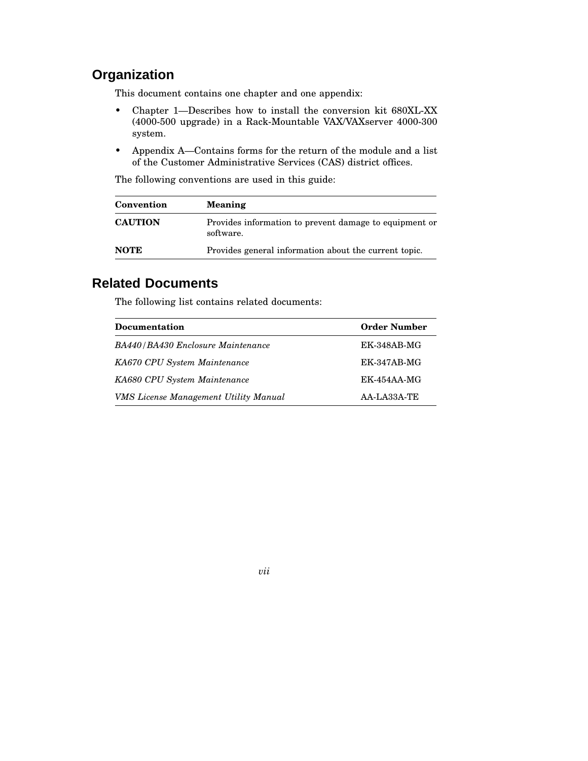## Organization

This document contains one chapter and one appendix:

- Chapter 1—Describes how to install the conversion kit 680XL-XX (4000-500 upgrade) in a Rack-Mountable VAX/VAXserver 4000-300 system.
- Appendix A—Contains forms for the return of the module and a list of the Customer Administrative Services (CAS) district offices.

The following conventions are used in this guide:

| Convention | Meaning |
|---|---|
| **CAUTION** | Provides information to prevent damage to equipment or software. |
| **NOTE** | Provides general information about the current topic. |

## Related Documents

The following list contains related documents:

| Documentation | Order Number |
|---|---|
| *BA440/BA430 Enclosure Maintenance* | EK-348AB-MG |
| *KA670 CPU System Maintenance* | EK-347AB-MG |
| *KA680 CPU System Maintenance* | EK-454AA-MG |
| *VMS License Management Utility Manual* | AA-LA33A-TE |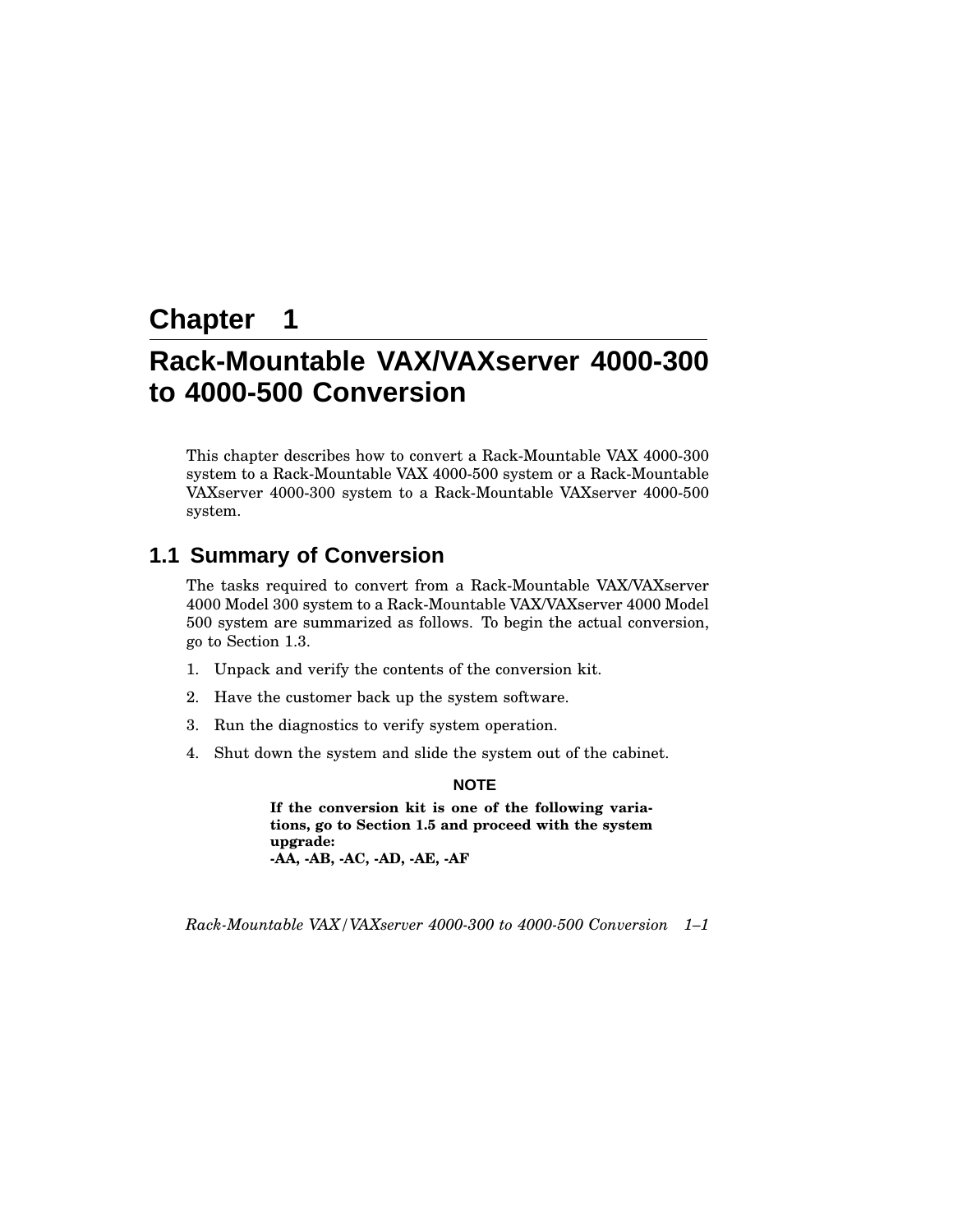# Chapter 1

# Rack-Mountable VAX/VAXserver 4000-300 to 4000-500 Conversion

This chapter describes how to convert a Rack-Mountable VAX 4000-300 system to a Rack-Mountable VAX 4000-500 system or a Rack-Mountable VAXserver 4000-300 system to a Rack-Mountable VAXserver 4000-500 system.

## 1.1 Summary of Conversion

The tasks required to convert from a Rack-Mountable VAX/VAXserver 4000 Model 300 system to a Rack-Mountable VAX/VAXserver 4000 Model 500 system are summarized as follows. To begin the actual conversion, go to Section 1.3.

1. Unpack and verify the contents of the conversion kit.
2. Have the customer back up the system software.
3. Run the diagnostics to verify system operation.
4. Shut down the system and slide the system out of the cabinet.

**NOTE**

**If the conversion kit is one of the following variations, go to Section 1.5 and proceed with the system upgrade:**
**-AA, -AB, -AC, -AD, -AE, -AF**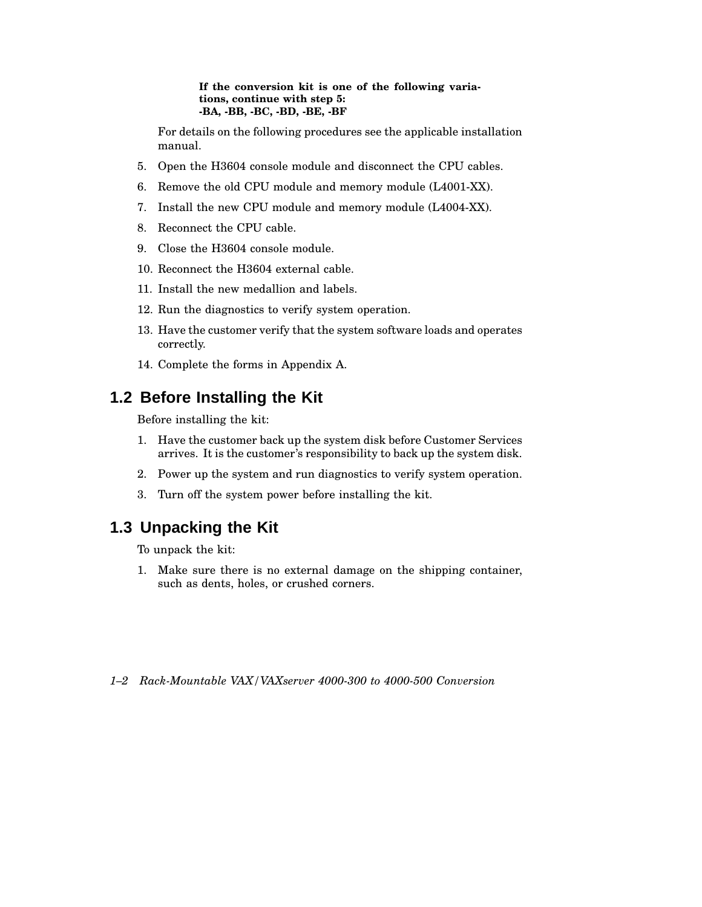**If the conversion kit is one of the following variations, continue with step 5:**
**-BA, -BB, -BC, -BD, -BE, -BF**

For details on the following procedures see the applicable installation manual.

5. Open the H3604 console module and disconnect the CPU cables.
6. Remove the old CPU module and memory module (L4001-XX).
7. Install the new CPU module and memory module (L4004-XX).
8. Reconnect the CPU cable.
9. Close the H3604 console module.
10. Reconnect the H3604 external cable.
11. Install the new medallion and labels.
12. Run the diagnostics to verify system operation.
13. Have the customer verify that the system software loads and operates correctly.
14. Complete the forms in Appendix A.

## 1.2 Before Installing the Kit

Before installing the kit:

1. Have the customer back up the system disk before Customer Services arrives. It is the customer's responsibility to back up the system disk.
2. Power up the system and run diagnostics to verify system operation.
3. Turn off the system power before installing the kit.

## 1.3 Unpacking the Kit

To unpack the kit:

1. Make sure there is no external damage on the shipping container, such as dents, holes, or crushed corners.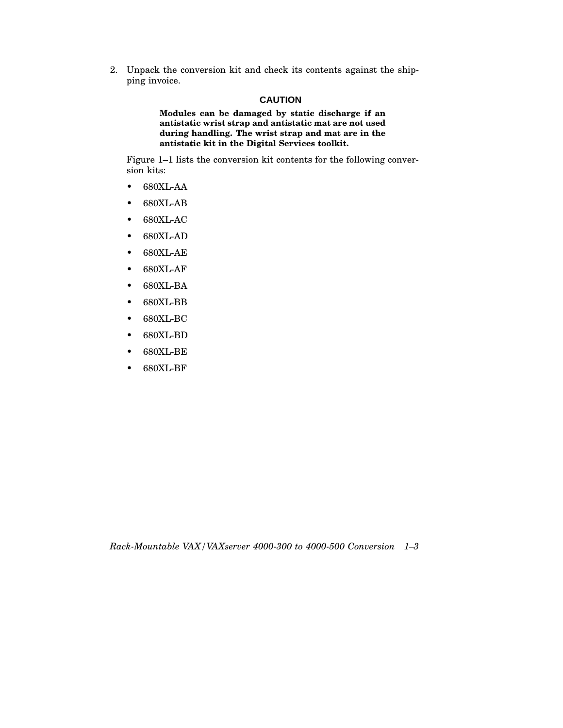2. Unpack the conversion kit and check its contents against the shipping invoice.

**CAUTION**

**Modules can be damaged by static discharge if an antistatic wrist strap and antistatic mat are not used during handling. The wrist strap and mat are in the antistatic kit in the Digital Services toolkit.**

Figure 1–1 lists the conversion kit contents for the following conversion kits:

- 680XL-AA
- 680XL-AB
- 680XL-AC
- 680XL-AD
- 680XL-AE
- 680XL-AF
- 680XL-BA
- 680XL-BB
- 680XL-BC
- 680XL-BD
- 680XL-BE
- 680XL-BF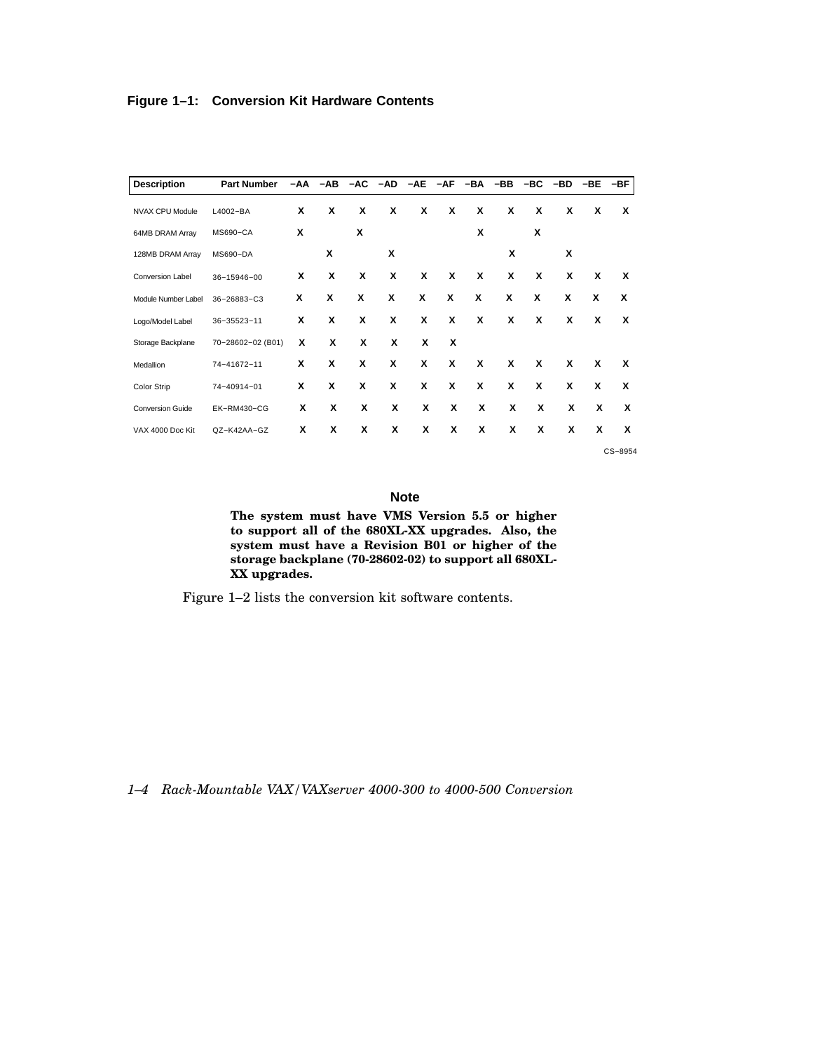**Figure 1–1: Conversion Kit Hardware Contents**

| Description | Part Number | −AA | −AB | −AC | −AD | −AE | −AF | −BA | −BB | −BC | −BD | −BE | −BF |
|---|---|---|---|---|---|---|---|---|---|---|---|---|---|
| NVAX CPU Module | L4002−BA | X | X | X | X | X | X | X | X | X | X | X | X |
| 64MB DRAM Array | MS690−CA | X | | X | | | | X | | X | | | |
| 128MB DRAM Array | MS690−DA | | X | | X | | | | X | | X | | |
| Conversion Label | 36−15946−00 | X | X | X | X | X | X | X | X | X | X | X | X |
| Module Number Label | 36−26883−C3 | X | X | X | X | X | X | X | X | X | X | X | X |
| Logo/Model Label | 36−35523−11 | X | X | X | X | X | X | X | X | X | X | X | X |
| Storage Backplane | 70−28602−02 (B01) | X | X | X | X | X | X | | | | | | |
| Medallion | 74−41672−11 | X | X | X | X | X | X | X | X | X | X | X | X |
| Color Strip | 74−40914−01 | X | X | X | X | X | X | X | X | X | X | X | X |
| Conversion Guide | EK−RM430−CG | X | X | X | X | X | X | X | X | X | X | X | X |
| VAX 4000 Doc Kit | QZ−K42AA−GZ | X | X | X | X | X | X | X | X | X | X | X | X |

CS−8954

**Note**

**The system must have VMS Version 5.5 or higher to support all of the 680XL-XX upgrades. Also, the system must have a Revision B01 or higher of the storage backplane (70-28602-02) to support all 680XL-XX upgrades.**

Figure 1–2 lists the conversion kit software contents.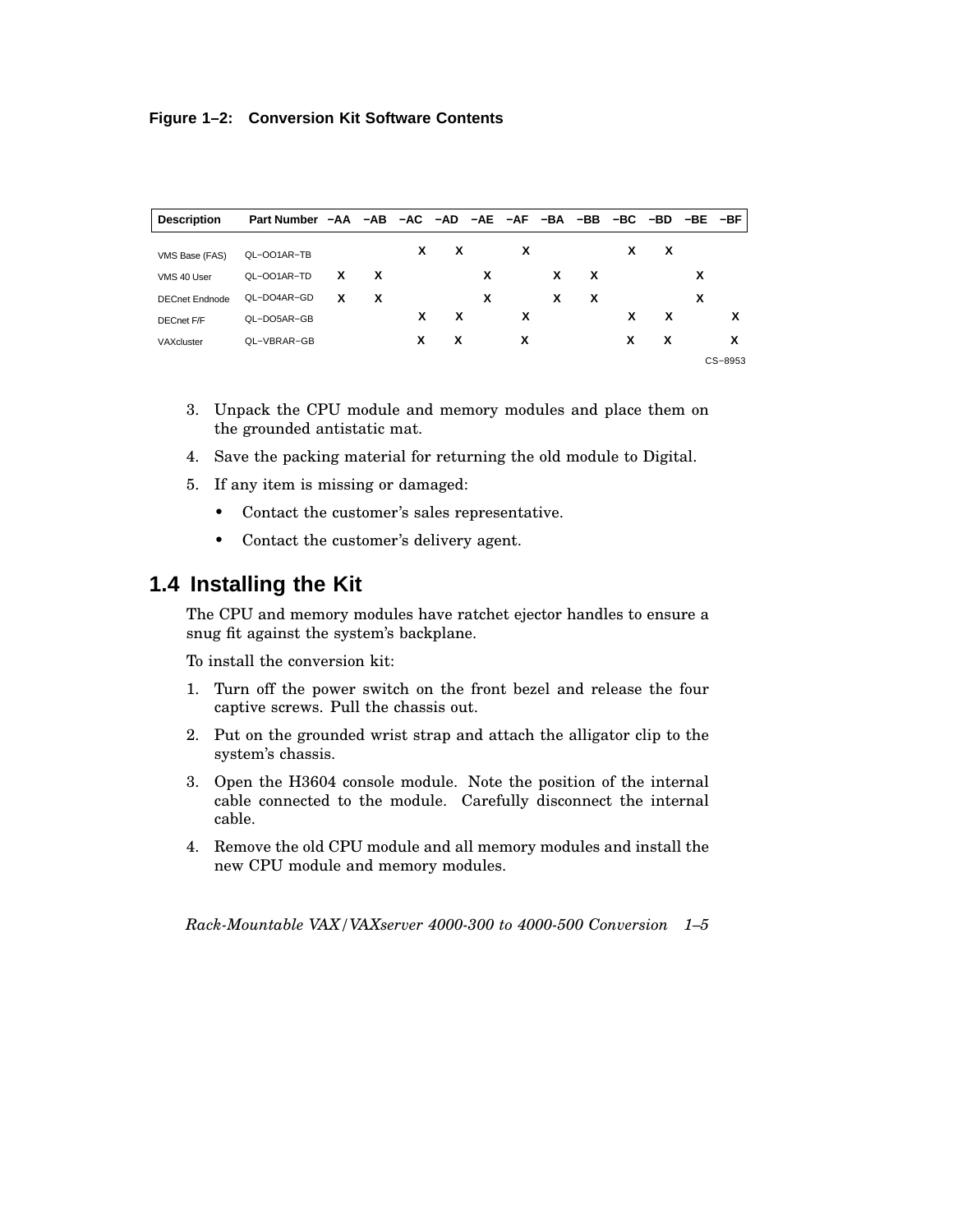**Figure 1–2: Conversion Kit Software Contents**

| Description | Part Number | −AA | −AB | −AC | −AD | −AE | −AF | −BA | −BB | −BC | −BD | −BE | −BF |
|---|---|---|---|---|---|---|---|---|---|---|---|---|---|
| VMS Base (FAS) | QL−OO1AR−TB | | | X | X | | X | | | X | X | | |
| VMS 40 User | QL−OO1AR−TD | X | X | | | X | | X | X | | | X | |
| DECnet Endnode | QL−DO4AR−GD | X | X | | | X | | X | X | | | X | |
| DECnet F/F | QL−DO5AR−GB | | | X | X | | X | | | X | X | | X |
| VAXcluster | QL−VBRAR−GB | | | X | X | | X | | | X | X | | X |

CS−8953

3. Unpack the CPU module and memory modules and place them on the grounded antistatic mat.
4. Save the packing material for returning the old module to Digital.
5. If any item is missing or damaged:
   - Contact the customer's sales representative.
   - Contact the customer's delivery agent.

## 1.4 Installing the Kit

The CPU and memory modules have ratchet ejector handles to ensure a snug fit against the system's backplane.

To install the conversion kit:

1. Turn off the power switch on the front bezel and release the four captive screws. Pull the chassis out.
2. Put on the grounded wrist strap and attach the alligator clip to the system's chassis.
3. Open the H3604 console module. Note the position of the internal cable connected to the module. Carefully disconnect the internal cable.
4. Remove the old CPU module and all memory modules and install the new CPU module and memory modules.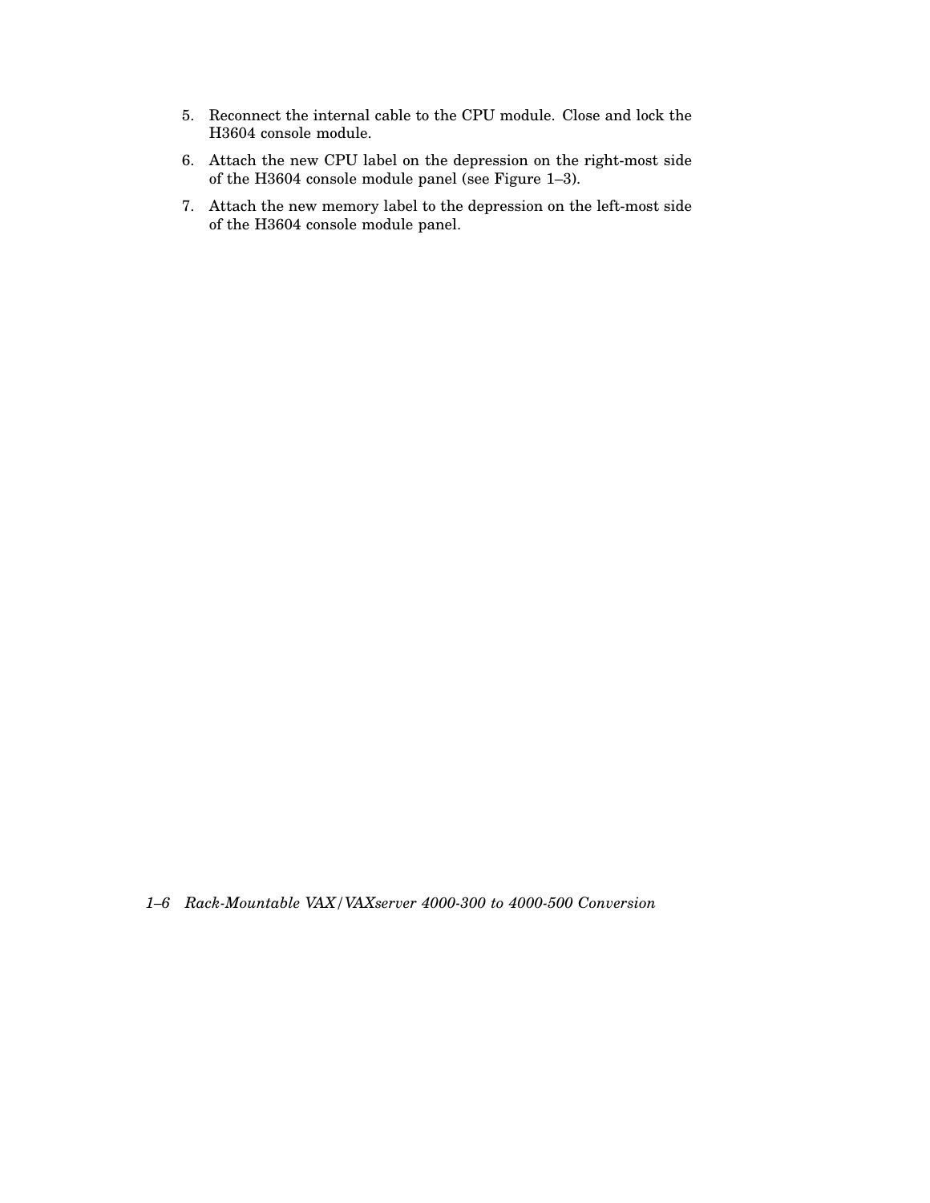5. Reconnect the internal cable to the CPU module. Close and lock the H3604 console module.
6. Attach the new CPU label on the depression on the right-most side of the H3604 console module panel (see Figure 1–3).
7. Attach the new memory label to the depression on the left-most side of the H3604 console module panel.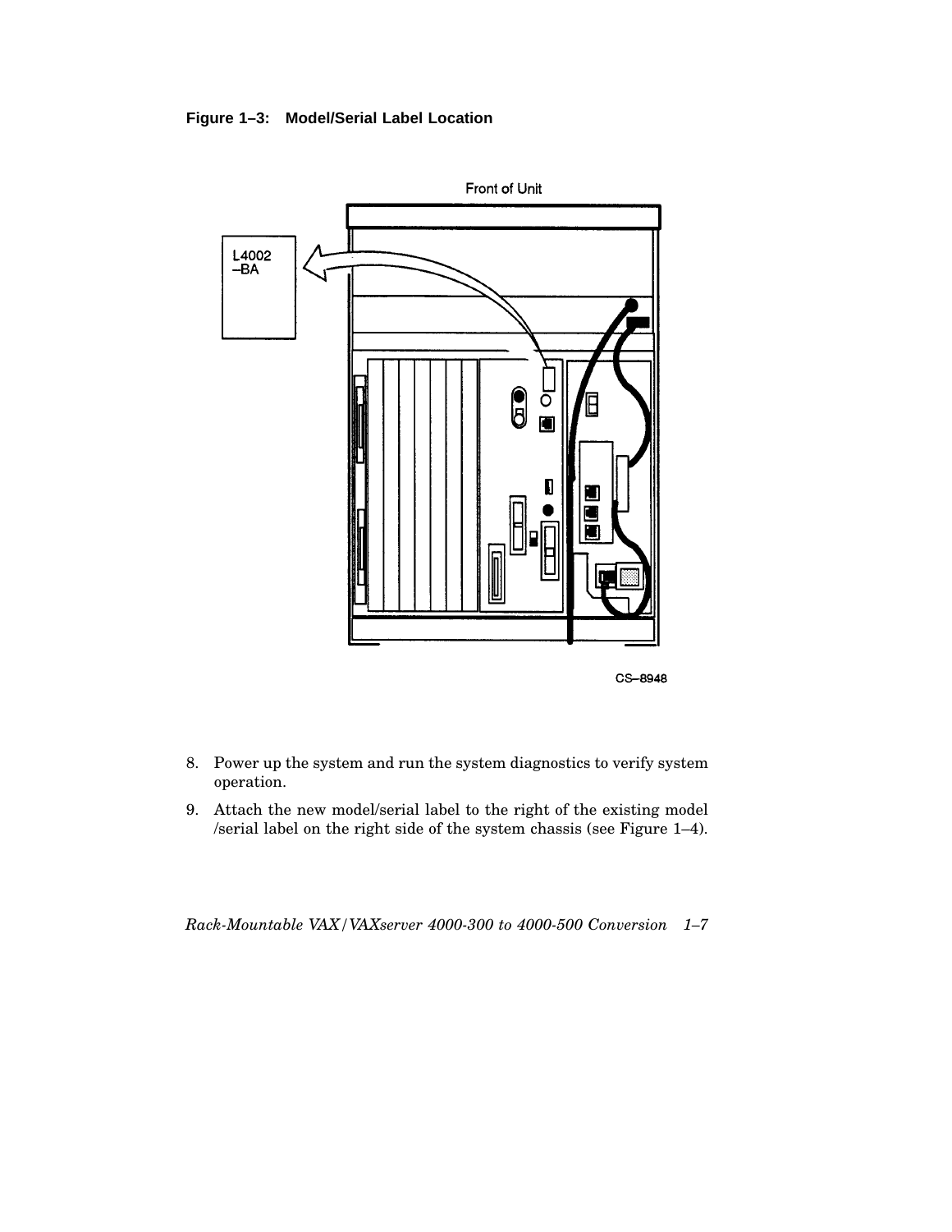**Figure 1–3: Model/Serial Label Location**

8. Power up the system and run the system diagnostics to verify system operation.
9. Attach the new model/serial label to the right of the existing model /serial label on the right side of the system chassis (see Figure 1–4).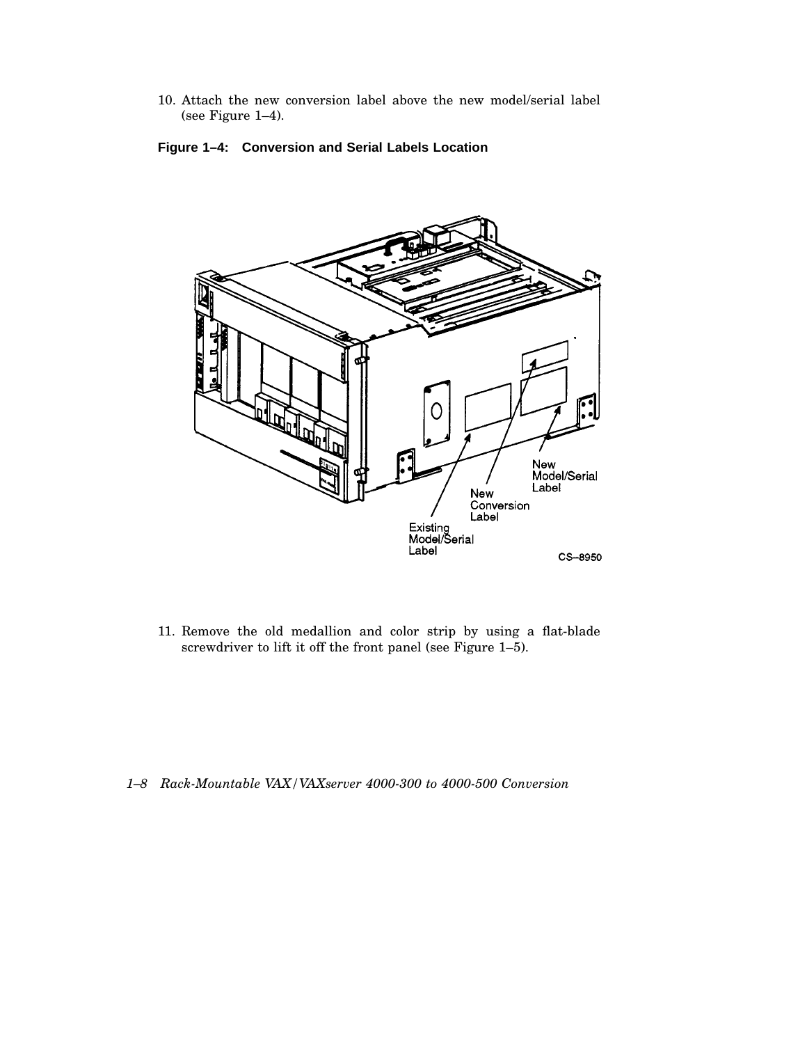10. Attach the new conversion label above the new model/serial label (see Figure 1–4).

**Figure 1–4: Conversion and Serial Labels Location**

11. Remove the old medallion and color strip by using a flat-blade screwdriver to lift it off the front panel (see Figure 1–5).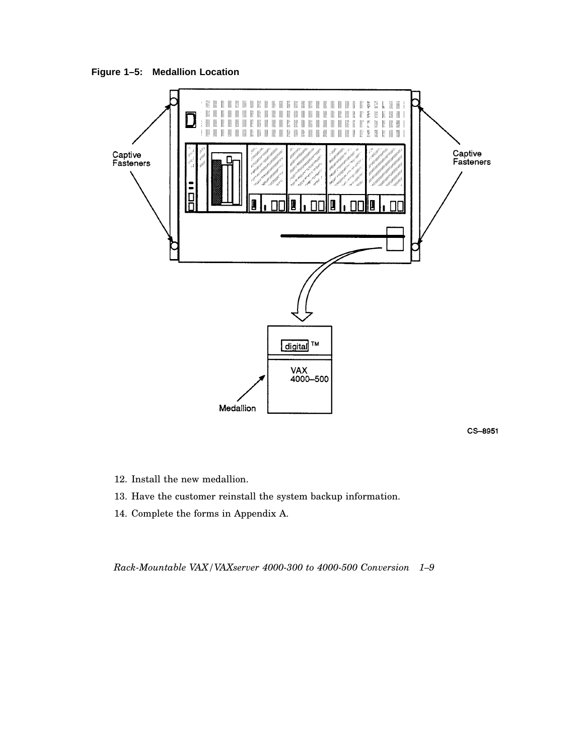**Figure 1–5: Medallion Location**

12. Install the new medallion.
13. Have the customer reinstall the system backup information.
14. Complete the forms in Appendix A.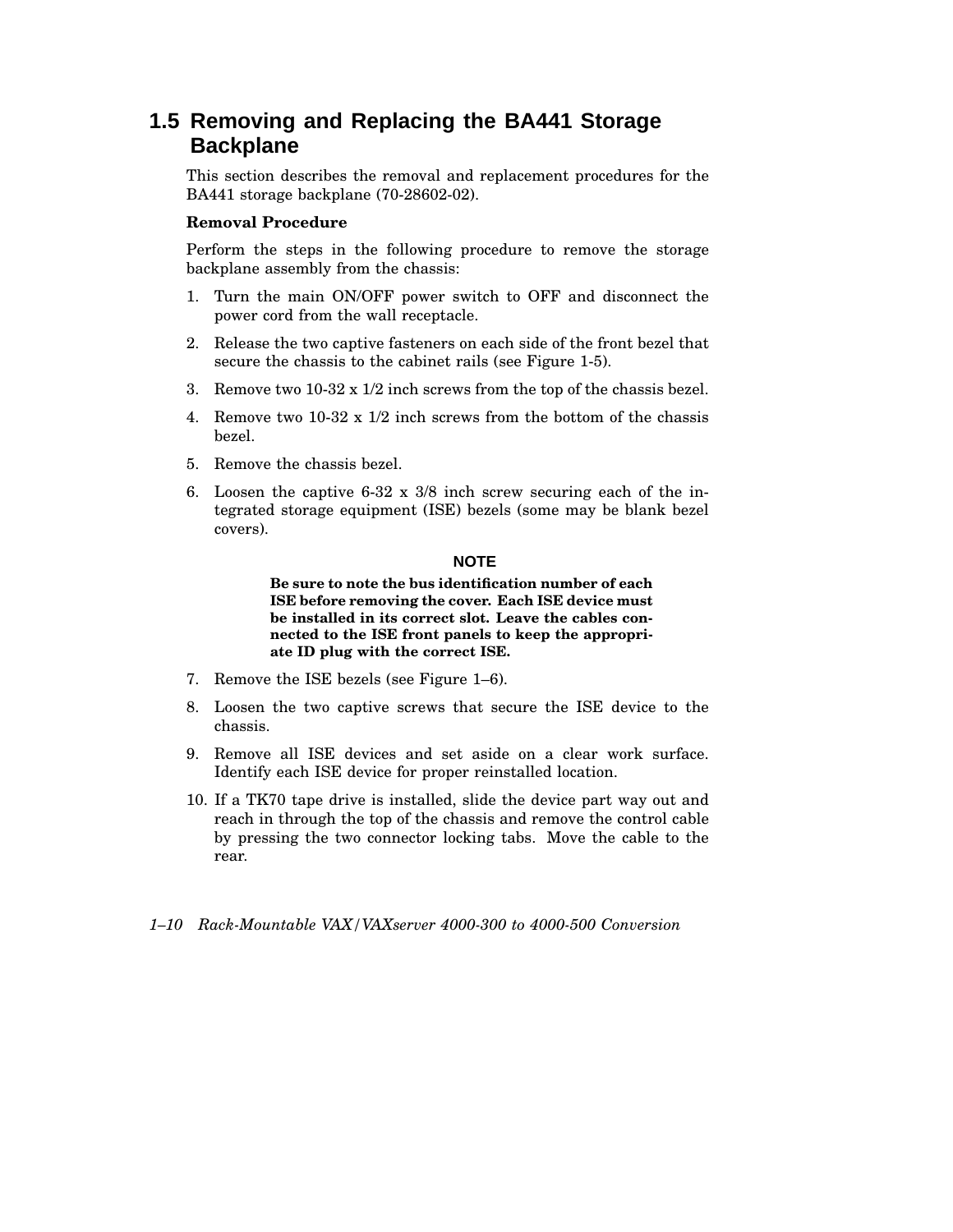## 1.5 Removing and Replacing the BA441 Storage Backplane

This section describes the removal and replacement procedures for the BA441 storage backplane (70-28602-02).

**Removal Procedure**

Perform the steps in the following procedure to remove the storage backplane assembly from the chassis:

1. Turn the main ON/OFF power switch to OFF and disconnect the power cord from the wall receptacle.
2. Release the two captive fasteners on each side of the front bezel that secure the chassis to the cabinet rails (see Figure 1-5).
3. Remove two 10-32 x 1/2 inch screws from the top of the chassis bezel.
4. Remove two 10-32 x 1/2 inch screws from the bottom of the chassis bezel.
5. Remove the chassis bezel.
6. Loosen the captive 6-32 x 3/8 inch screw securing each of the integrated storage equipment (ISE) bezels (some may be blank bezel covers).

   **NOTE**

   **Be sure to note the bus identification number of each ISE before removing the cover. Each ISE device must be installed in its correct slot. Leave the cables connected to the ISE front panels to keep the appropriate ID plug with the correct ISE.**

7. Remove the ISE bezels (see Figure 1–6).
8. Loosen the two captive screws that secure the ISE device to the chassis.
9. Remove all ISE devices and set aside on a clear work surface. Identify each ISE device for proper reinstalled location.
10. If a TK70 tape drive is installed, slide the device part way out and reach in through the top of the chassis and remove the control cable by pressing the two connector locking tabs. Move the cable to the rear.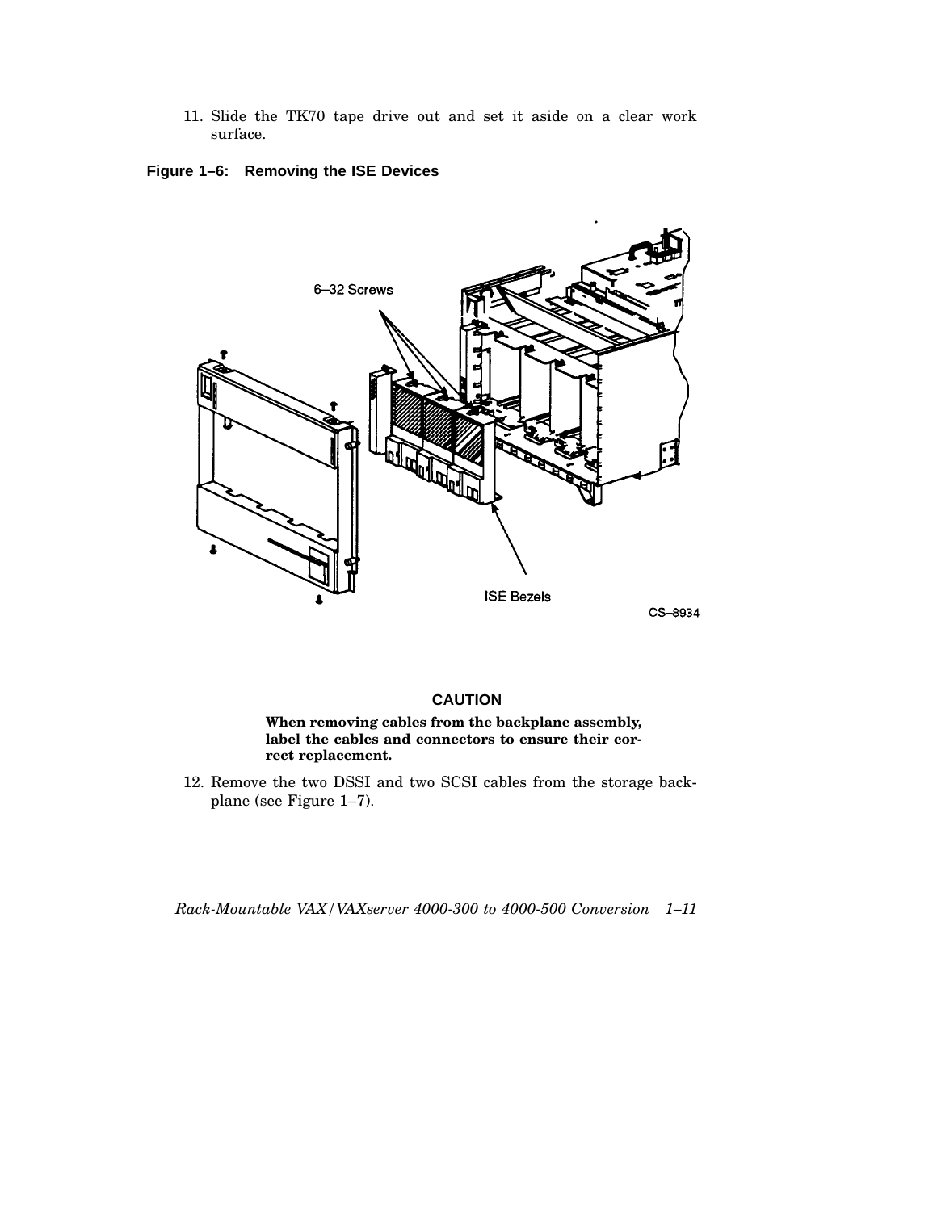11. Slide the TK70 tape drive out and set it aside on a clear work surface.

**Figure 1–6: Removing the ISE Devices**

6–32 Screws

ISE Bezels

CS–8934

**CAUTION**

**When removing cables from the backplane assembly, label the cables and connectors to ensure their correct replacement.**

12. Remove the two DSSI and two SCSI cables from the storage backplane (see Figure 1–7).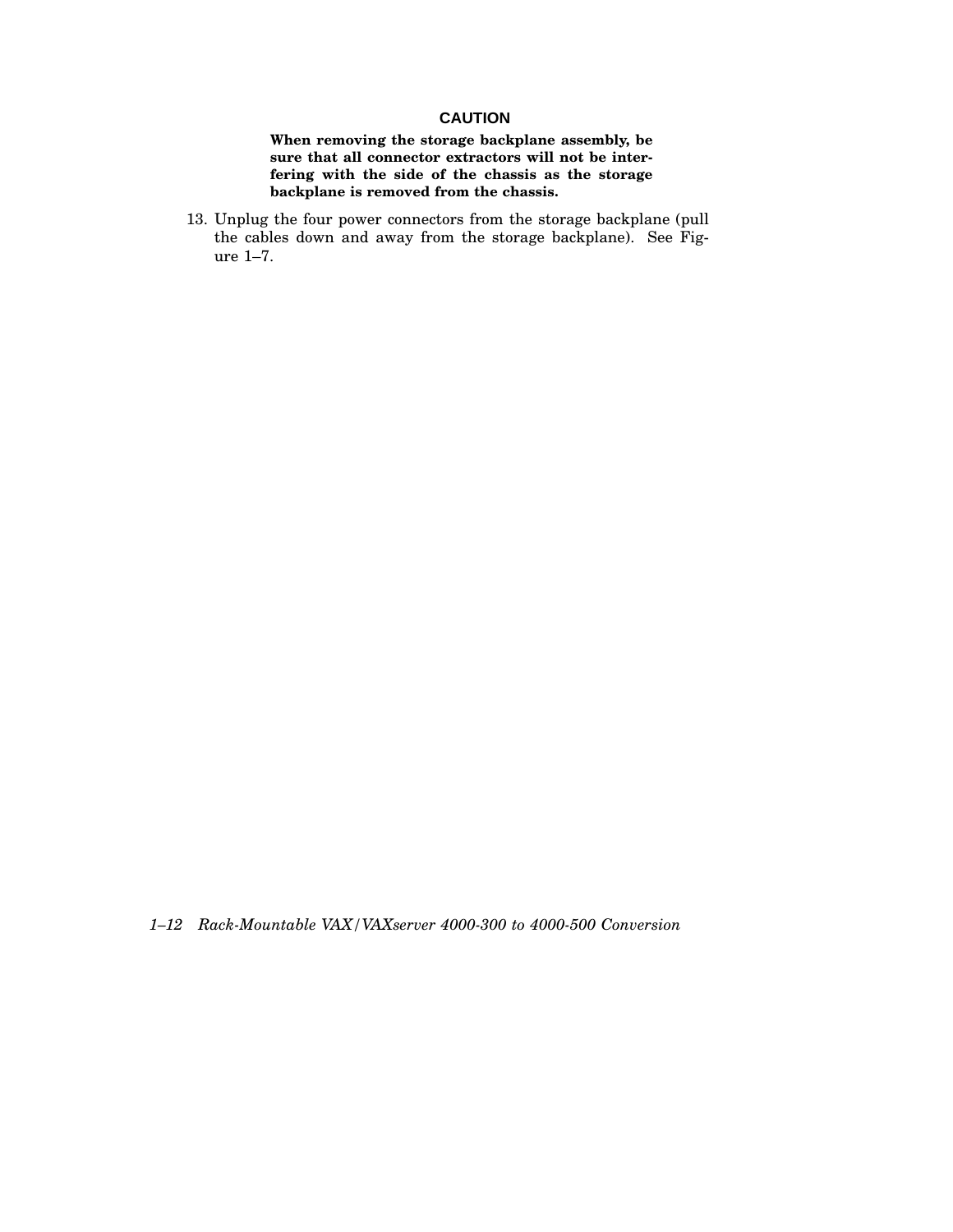**CAUTION**

**When removing the storage backplane assembly, be sure that all connector extractors will not be interfering with the side of the chassis as the storage backplane is removed from the chassis.**

13. Unplug the four power connectors from the storage backplane (pull the cables down and away from the storage backplane). See Figure 1–7.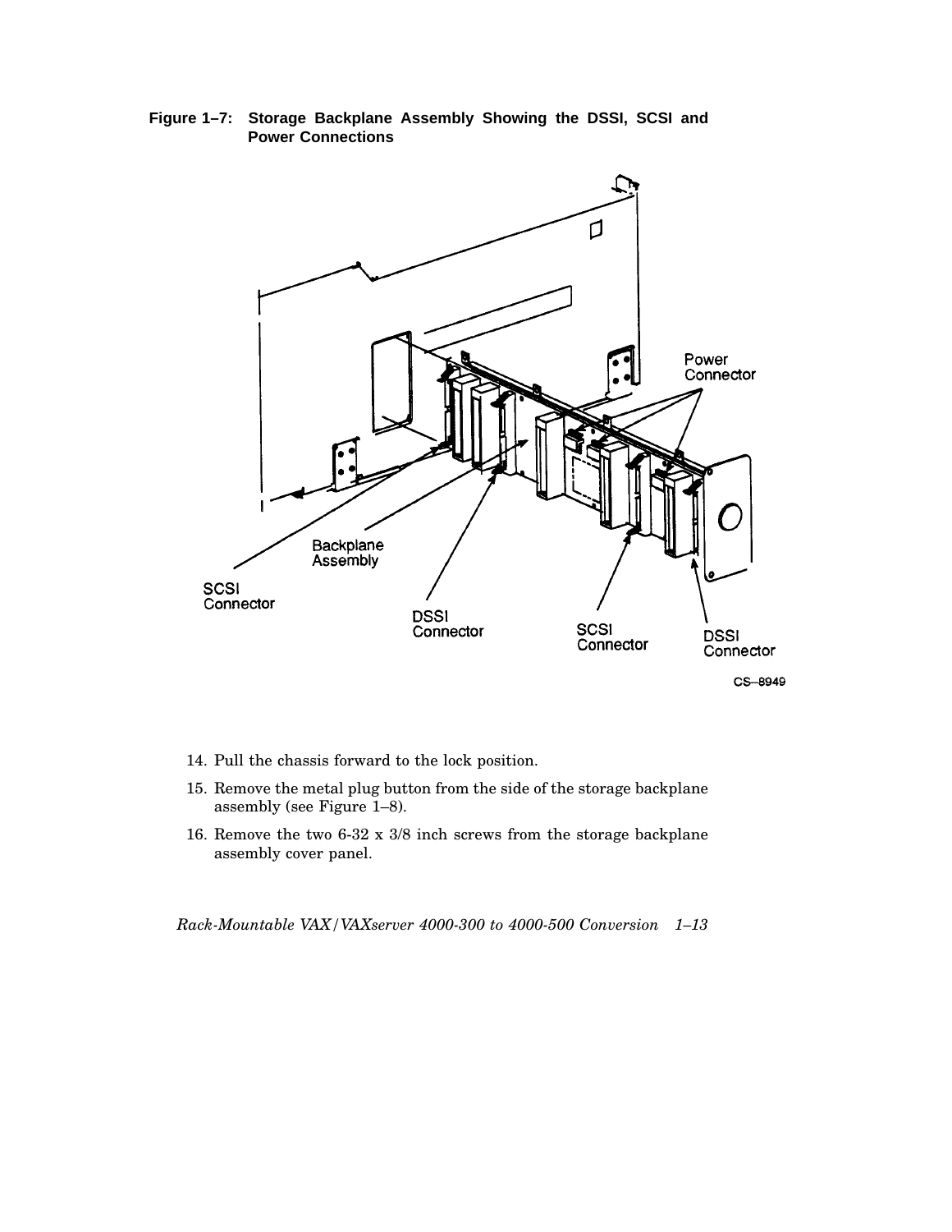**Figure 1–7: Storage Backplane Assembly Showing the DSSI, SCSI and Power Connections**

14. Pull the chassis forward to the lock position.
15. Remove the metal plug button from the side of the storage backplane assembly (see Figure 1–8).
16. Remove the two 6-32 x 3/8 inch screws from the storage backplane assembly cover panel.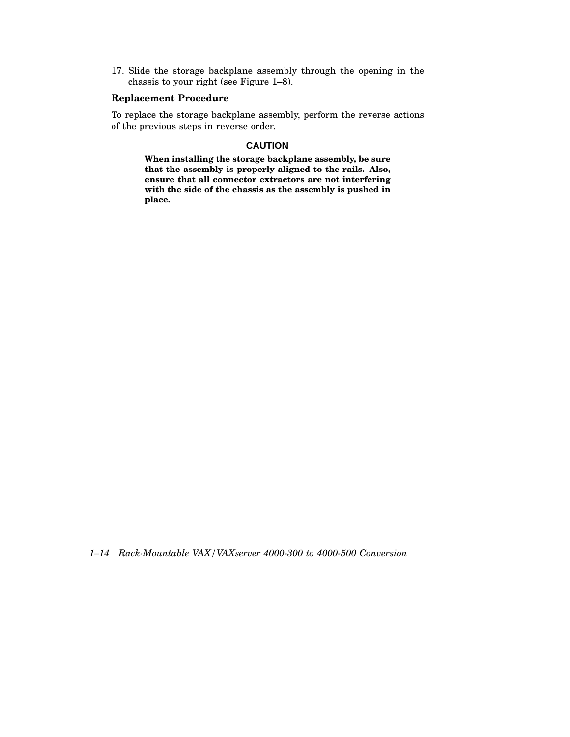17. Slide the storage backplane assembly through the opening in the chassis to your right (see Figure 1–8).

**Replacement Procedure**

To replace the storage backplane assembly, perform the reverse actions of the previous steps in reverse order.

**CAUTION**

**When installing the storage backplane assembly, be sure that the assembly is properly aligned to the rails. Also, ensure that all connector extractors are not interfering with the side of the chassis as the assembly is pushed in place.**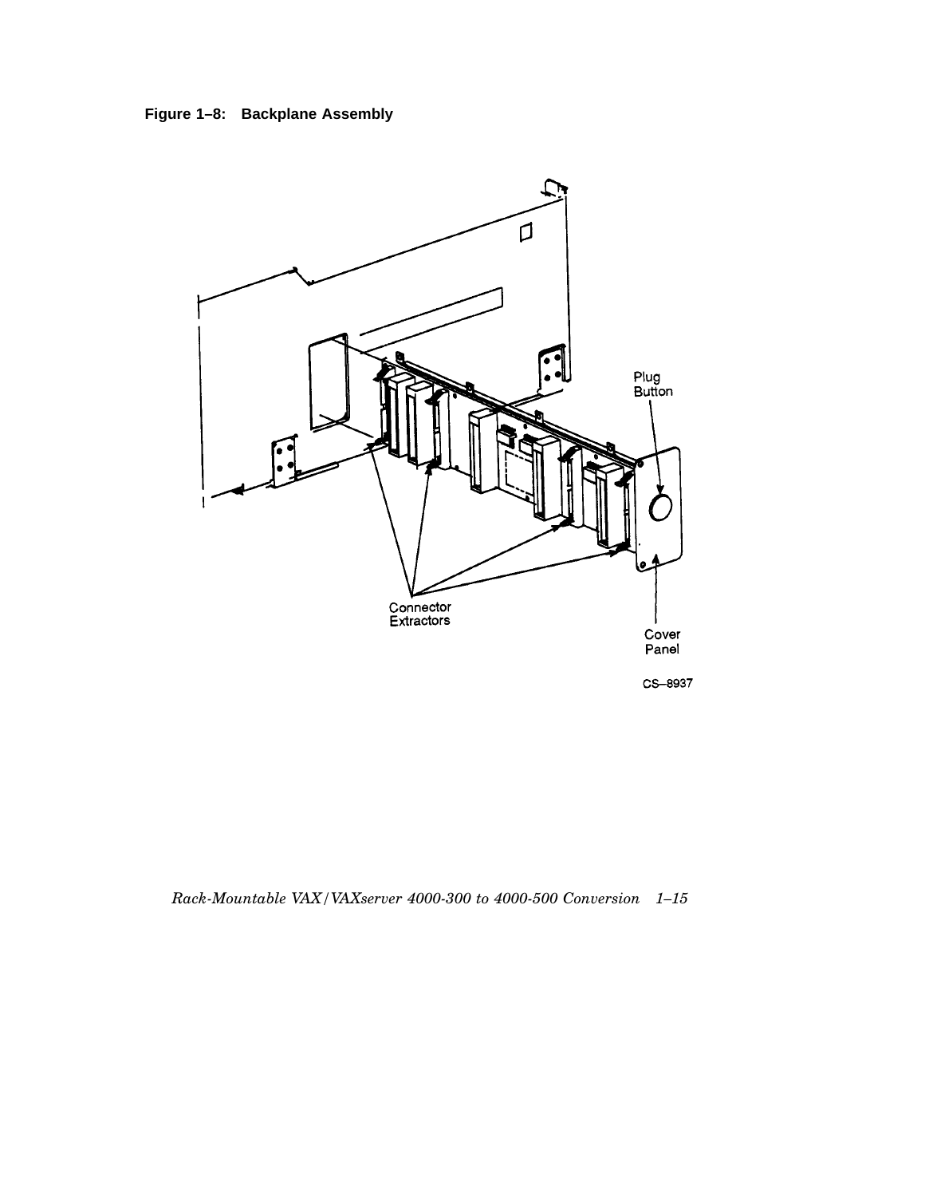**Figure 1–8: Backplane Assembly**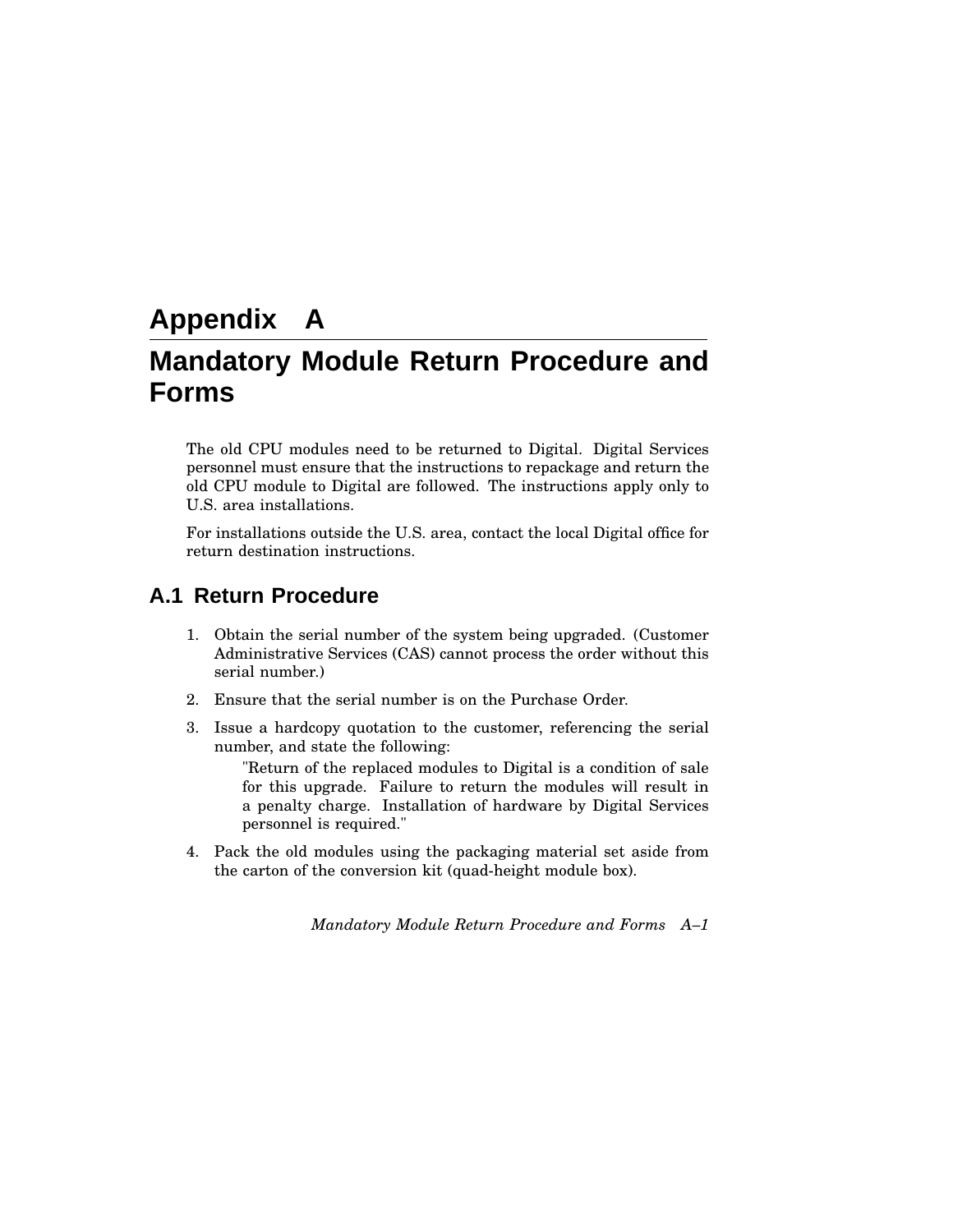# Appendix A

# Mandatory Module Return Procedure and Forms

The old CPU modules need to be returned to Digital. Digital Services personnel must ensure that the instructions to repackage and return the old CPU module to Digital are followed. The instructions apply only to U.S. area installations.

For installations outside the U.S. area, contact the local Digital office for return destination instructions.

## A.1 Return Procedure

1. Obtain the serial number of the system being upgraded. (Customer Administrative Services (CAS) cannot process the order without this serial number.)
2. Ensure that the serial number is on the Purchase Order.
3. Issue a hardcopy quotation to the customer, referencing the serial number, and state the following:

   > "Return of the replaced modules to Digital is a condition of sale for this upgrade. Failure to return the modules will result in a penalty charge. Installation of hardware by Digital Services personnel is required."

4. Pack the old modules using the packaging material set aside from the carton of the conversion kit (quad-height module box).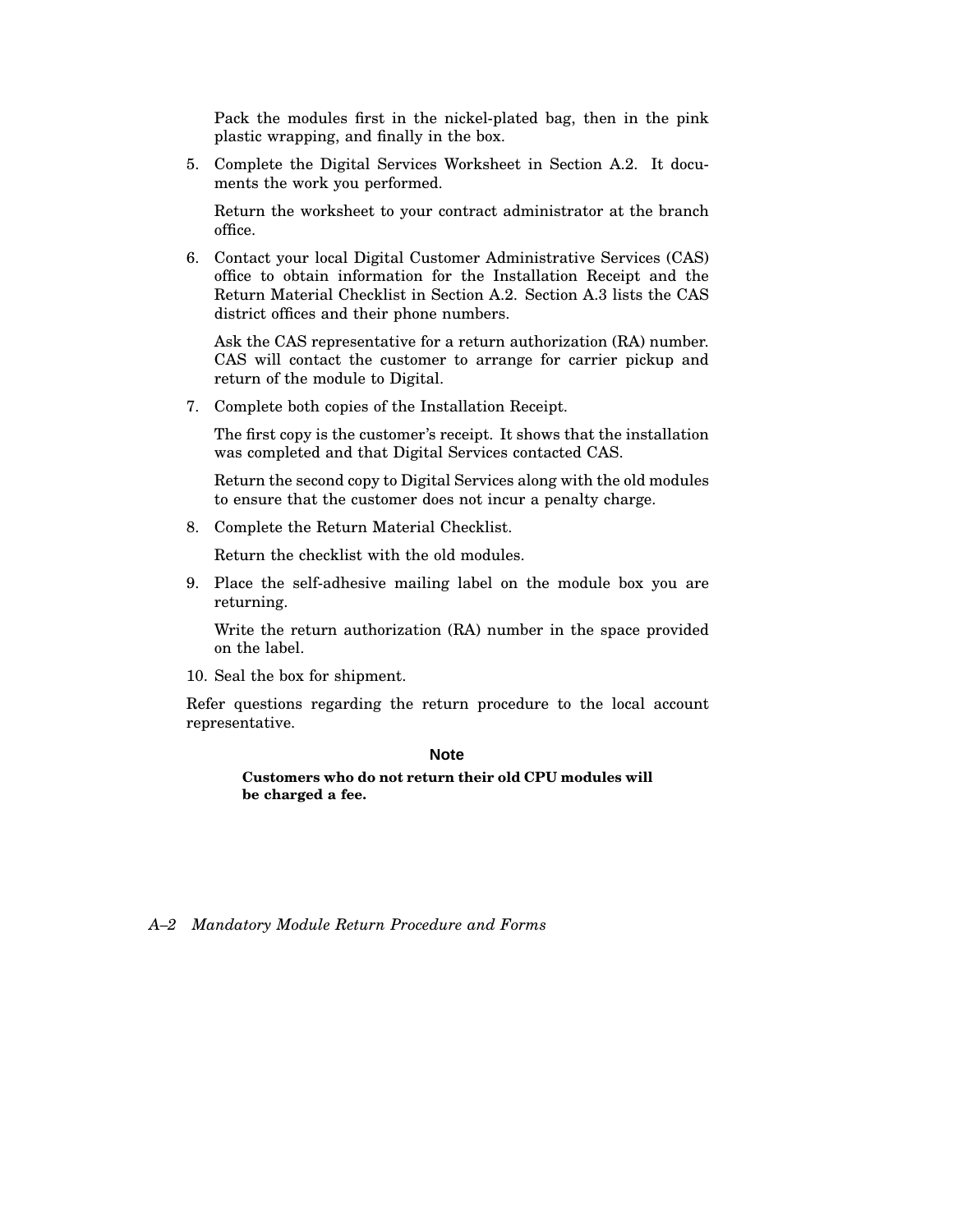Pack the modules first in the nickel-plated bag, then in the pink plastic wrapping, and finally in the box.

5. Complete the Digital Services Worksheet in Section A.2. It documents the work you performed.

   Return the worksheet to your contract administrator at the branch office.

6. Contact your local Digital Customer Administrative Services (CAS) office to obtain information for the Installation Receipt and the Return Material Checklist in Section A.2. Section A.3 lists the CAS district offices and their phone numbers.

   Ask the CAS representative for a return authorization (RA) number. CAS will contact the customer to arrange for carrier pickup and return of the module to Digital.

7. Complete both copies of the Installation Receipt.

   The first copy is the customer's receipt. It shows that the installation was completed and that Digital Services contacted CAS.

   Return the second copy to Digital Services along with the old modules to ensure that the customer does not incur a penalty charge.

8. Complete the Return Material Checklist.

   Return the checklist with the old modules.

9. Place the self-adhesive mailing label on the module box you are returning.

   Write the return authorization (RA) number in the space provided on the label.

10. Seal the box for shipment.

Refer questions regarding the return procedure to the local account representative.

**Note**

**Customers who do not return their old CPU modules will be charged a fee.**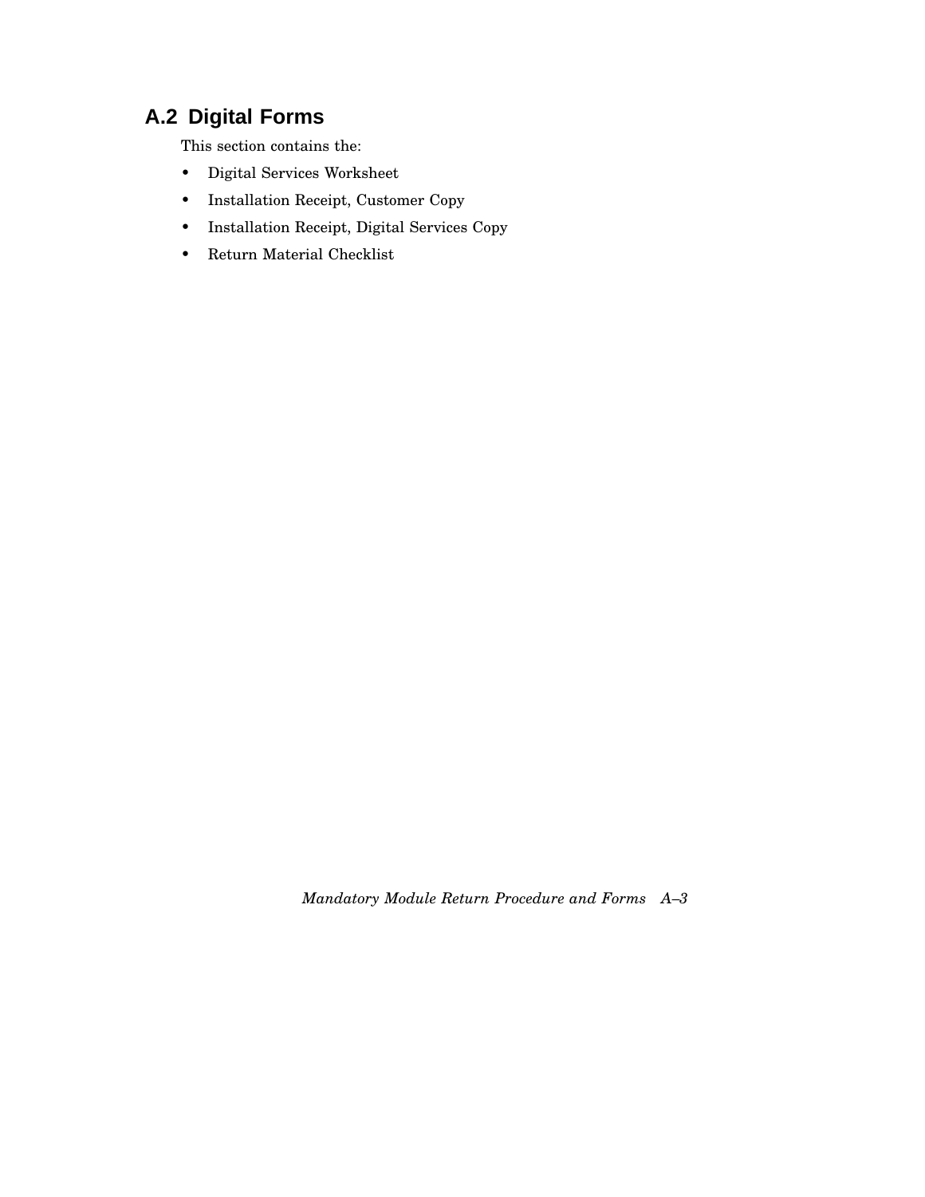## A.2 Digital Forms

This section contains the:

- Digital Services Worksheet
- Installation Receipt, Customer Copy
- Installation Receipt, Digital Services Copy
- Return Material Checklist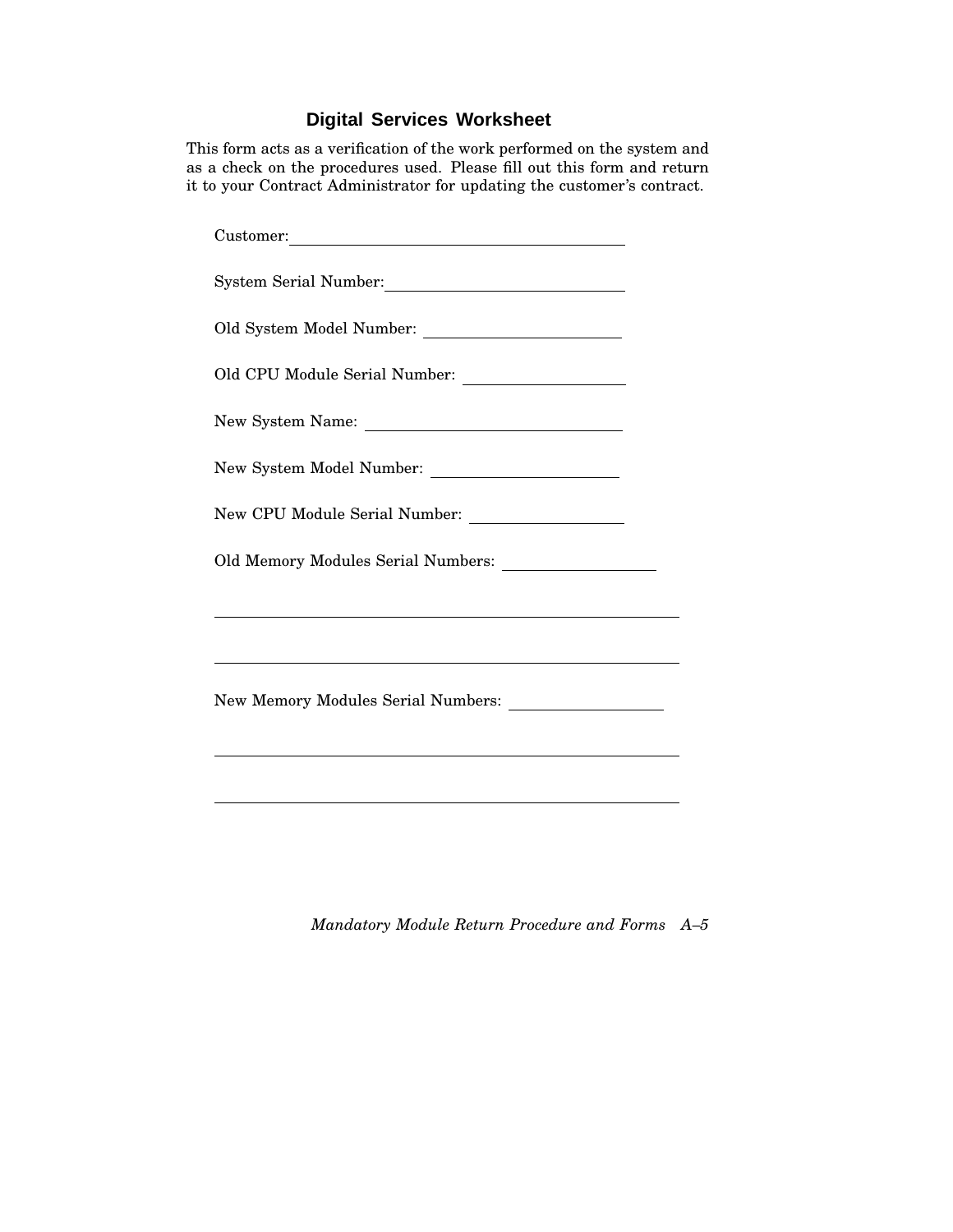## Digital Services Worksheet

This form acts as a verification of the work performed on the system and as a check on the procedures used. Please fill out this form and return it to your Contract Administrator for updating the customer's contract.

Customer: ______________________________

System Serial Number: ______________________________

Old System Model Number: ______________________________

Old CPU Module Serial Number: ______________________________

New System Name: ______________________________

New System Model Number: ______________________________

New CPU Module Serial Number: ______________________________

Old Memory Modules Serial Numbers: ______________________________

__________________________________________________________

__________________________________________________________

New Memory Modules Serial Numbers: ______________________________

__________________________________________________________

__________________________________________________________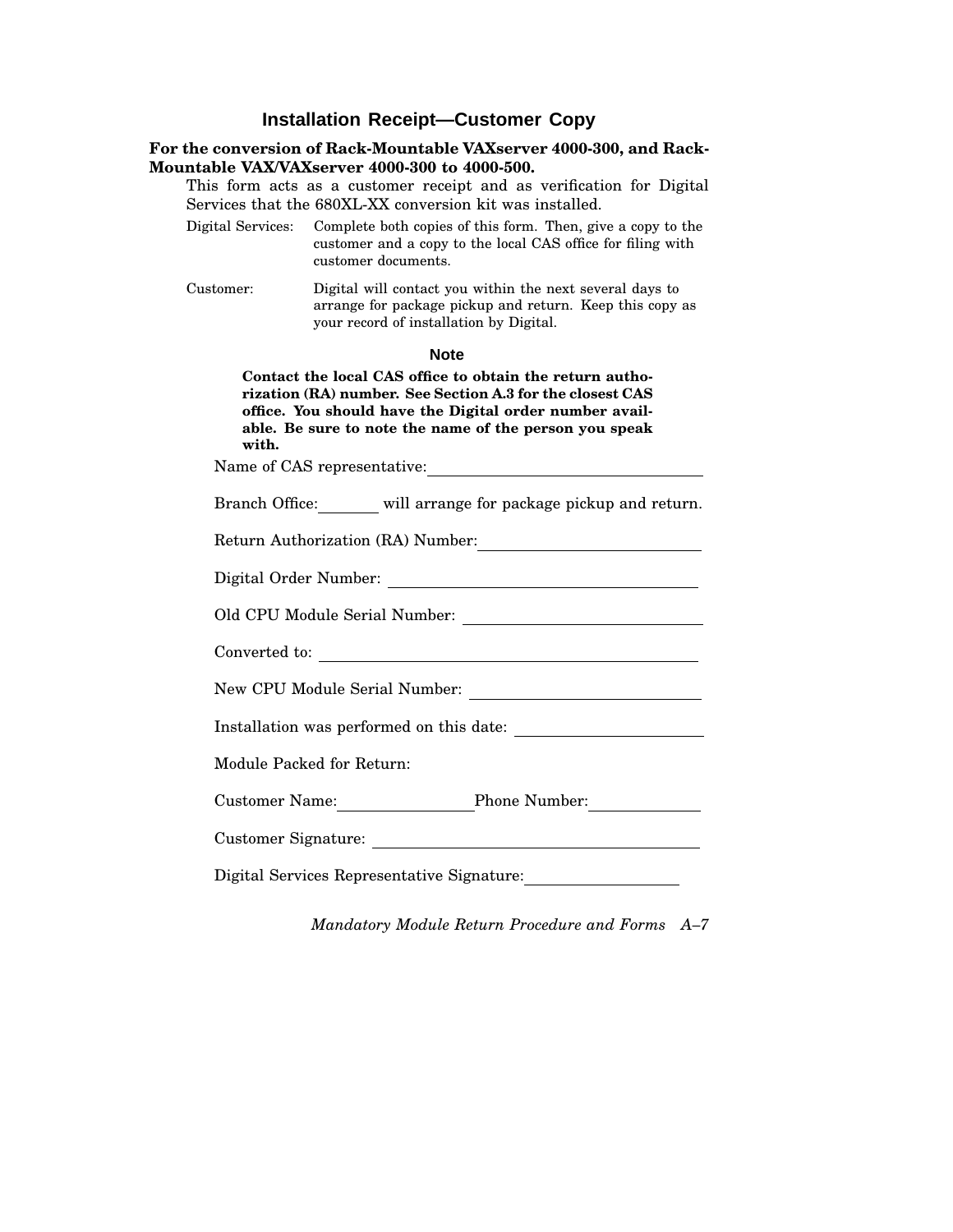## Installation Receipt—Customer Copy

**For the conversion of Rack-Mountable VAXserver 4000-300, and Rack-Mountable VAX/VAXserver 4000-300 to 4000-500.**

This form acts as a customer receipt and as verification for Digital Services that the 680XL-XX conversion kit was installed.

Digital Services: Complete both copies of this form. Then, give a copy to the customer and a copy to the local CAS office for filing with customer documents.

Customer: Digital will contact you within the next several days to arrange for package pickup and return. Keep this copy as your record of installation by Digital.

**Note**

**Contact the local CAS office to obtain the return authorization (RA) number. See Section A.3 for the closest CAS office. You should have the Digital order number available. Be sure to note the name of the person you speak with.**

Name of CAS representative: ______________________________

Branch Office: ________ will arrange for package pickup and return.

Return Authorization (RA) Number: ________________________

Digital Order Number: ___________________________________

Old CPU Module Serial Number: ___________________________

Converted to: _________________________________________

New CPU Module Serial Number: ___________________________

Installation was performed on this date: ____________________

Module Packed for Return:

Customer Name: _______________ Phone Number: ____________

Customer Signature: _____________________________________

Digital Services Representative Signature: __________________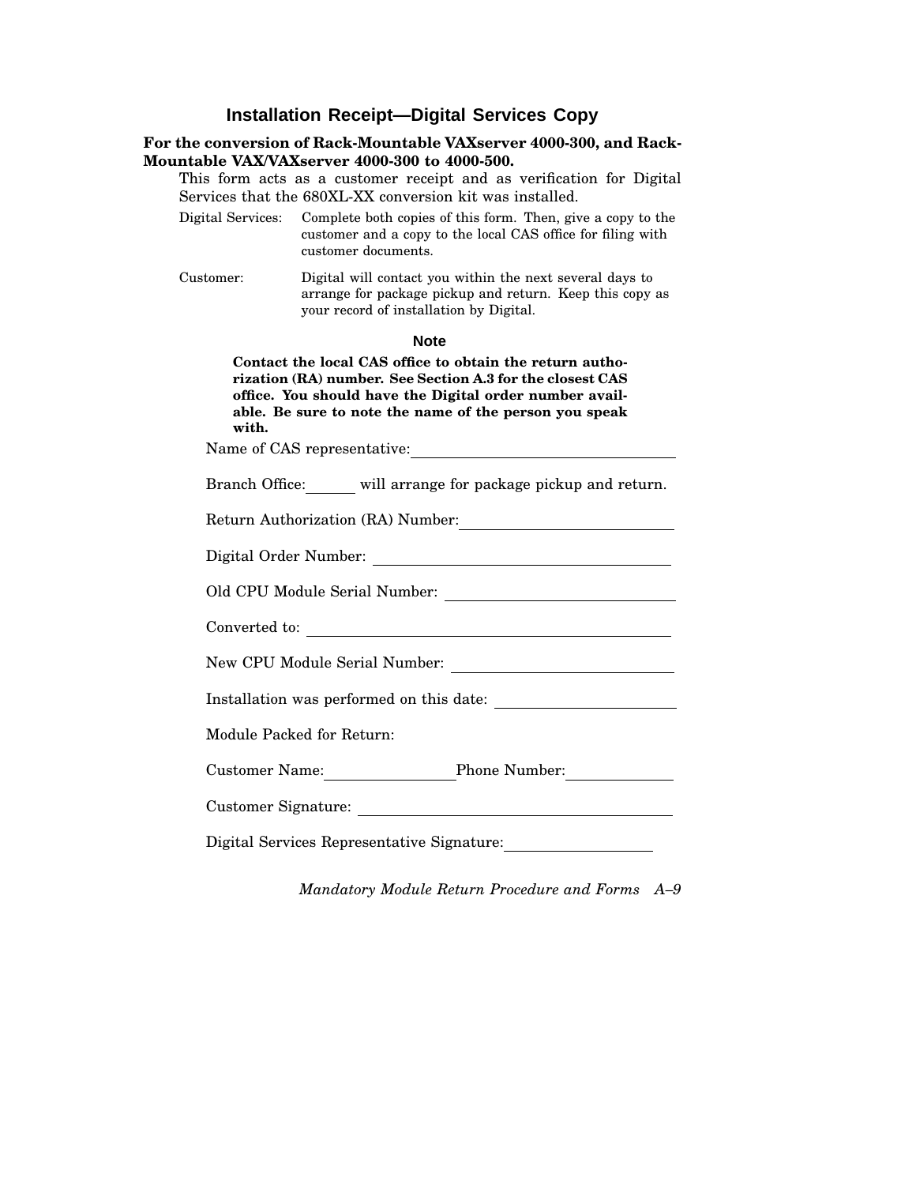## Installation Receipt—Digital Services Copy

**For the conversion of Rack-Mountable VAXserver 4000-300, and Rack-Mountable VAX/VAXserver 4000-300 to 4000-500.**

This form acts as a customer receipt and as verification for Digital Services that the 680XL-XX conversion kit was installed.

Digital Services: Complete both copies of this form. Then, give a copy to the customer and a copy to the local CAS office for filing with customer documents.

Customer: Digital will contact you within the next several days to arrange for package pickup and return. Keep this copy as your record of installation by Digital.

**Note**

**Contact the local CAS office to obtain the return authorization (RA) number. See Section A.3 for the closest CAS office. You should have the Digital order number available. Be sure to note the name of the person you speak with.**

Name of CAS representative: ______________________________

Branch Office: ______ will arrange for package pickup and return.

Return Authorization (RA) Number: ______________________________

Digital Order Number: ______________________________

Old CPU Module Serial Number: ______________________________

Converted to: ______________________________

New CPU Module Serial Number: ______________________________

Installation was performed on this date: ______________________________

Module Packed for Return:

Customer Name: ________________ Phone Number: ______________

Customer Signature: ______________________________

Digital Services Representative Signature: ______________________________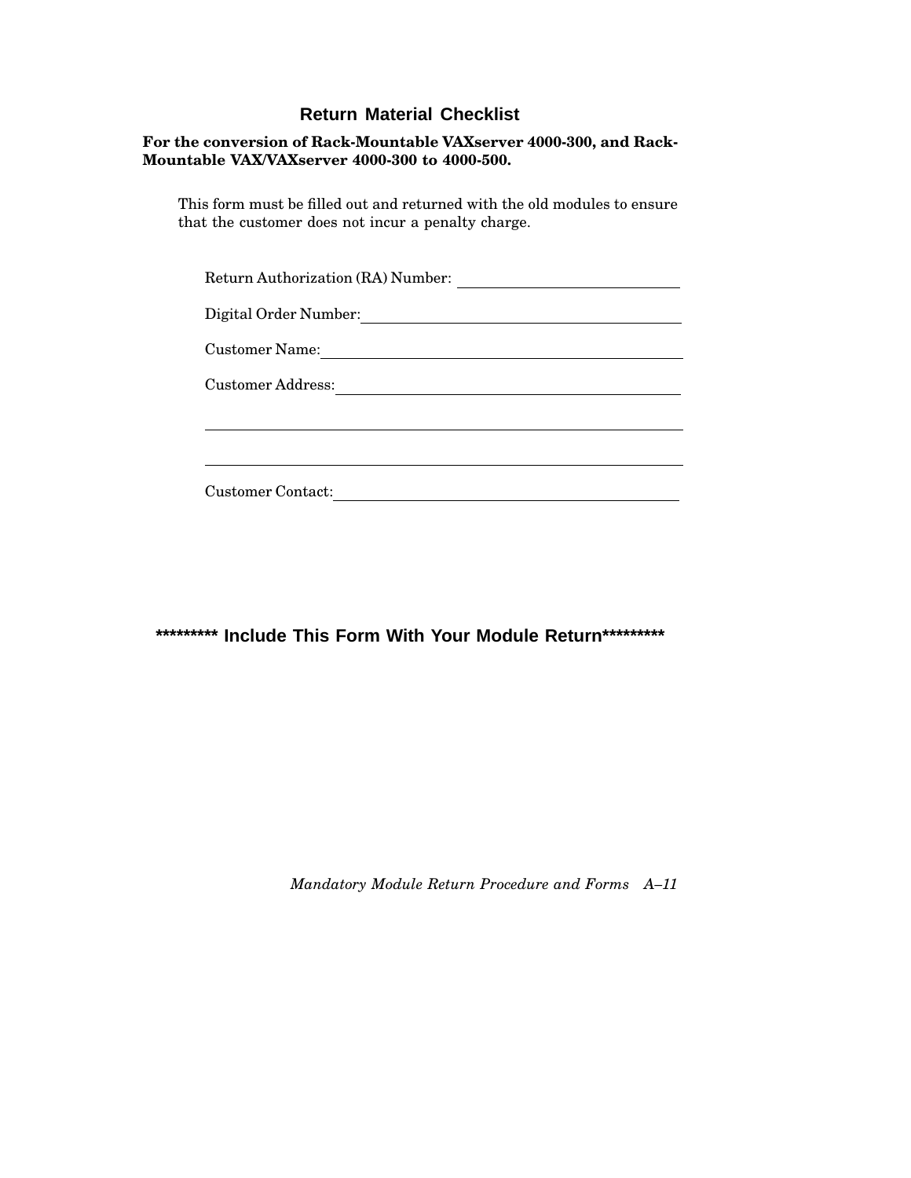## Return Material Checklist

**For the conversion of Rack-Mountable VAXserver 4000-300, and Rack-Mountable VAX/VAXserver 4000-300 to 4000-500.**

This form must be filled out and returned with the old modules to ensure that the customer does not incur a penalty charge.

Return Authorization (RA) Number: ______________________________

Digital Order Number: ____________________________________________

Customer Name: __________________________________________________

Customer Address: _______________________________________________

_________________________________________________________________

_________________________________________________________________

Customer Contact: _______________________________________________

**********\* Include This Form With Your Module Return**********\*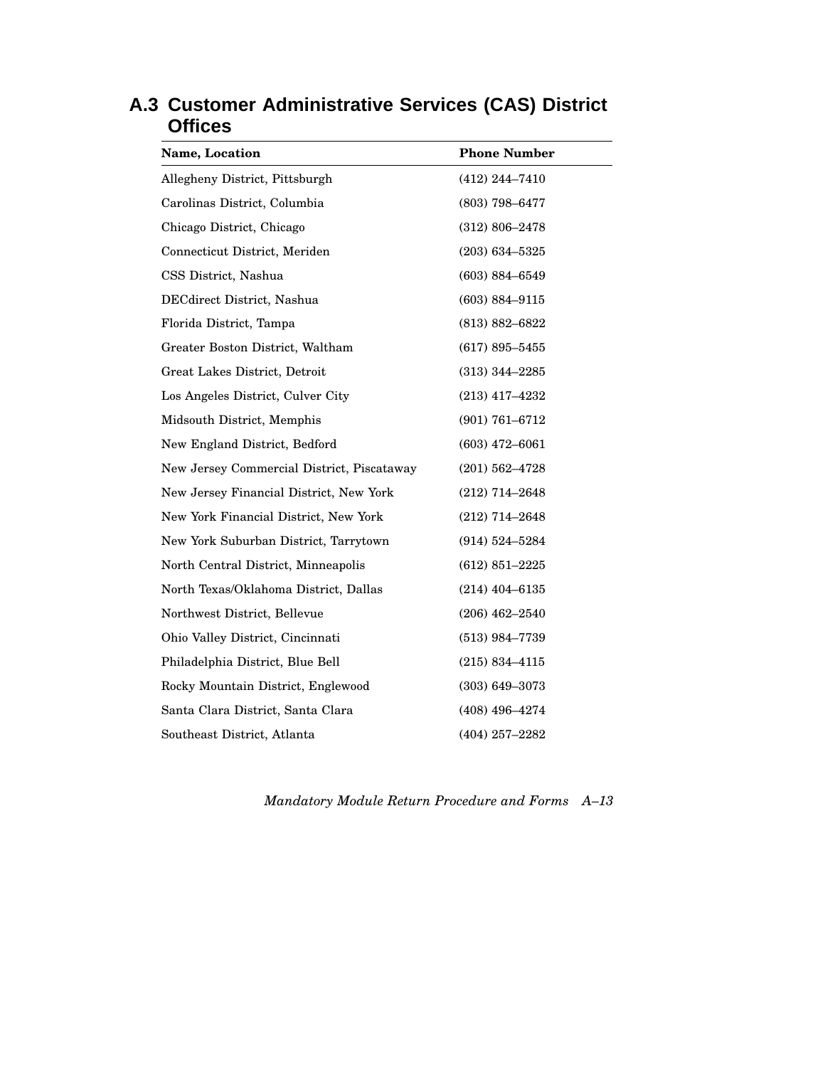## A.3 Customer Administrative Services (CAS) District Offices

| Name, Location | Phone Number |
| --- | --- |
| Allegheny District, Pittsburgh | (412) 244–7410 |
| Carolinas District, Columbia | (803) 798–6477 |
| Chicago District, Chicago | (312) 806–2478 |
| Connecticut District, Meriden | (203) 634–5325 |
| CSS District, Nashua | (603) 884–6549 |
| DECdirect District, Nashua | (603) 884–9115 |
| Florida District, Tampa | (813) 882–6822 |
| Greater Boston District, Waltham | (617) 895–5455 |
| Great Lakes District, Detroit | (313) 344–2285 |
| Los Angeles District, Culver City | (213) 417–4232 |
| Midsouth District, Memphis | (901) 761–6712 |
| New England District, Bedford | (603) 472–6061 |
| New Jersey Commercial District, Piscataway | (201) 562–4728 |
| New Jersey Financial District, New York | (212) 714–2648 |
| New York Financial District, New York | (212) 714–2648 |
| New York Suburban District, Tarrytown | (914) 524–5284 |
| North Central District, Minneapolis | (612) 851–2225 |
| North Texas/Oklahoma District, Dallas | (214) 404–6135 |
| Northwest District, Bellevue | (206) 462–2540 |
| Ohio Valley District, Cincinnati | (513) 984–7739 |
| Philadelphia District, Blue Bell | (215) 834–4115 |
| Rocky Mountain District, Englewood | (303) 649–3073 |
| Santa Clara District, Santa Clara | (408) 496–4274 |
| Southeast District, Atlanta | (404) 257–2282 |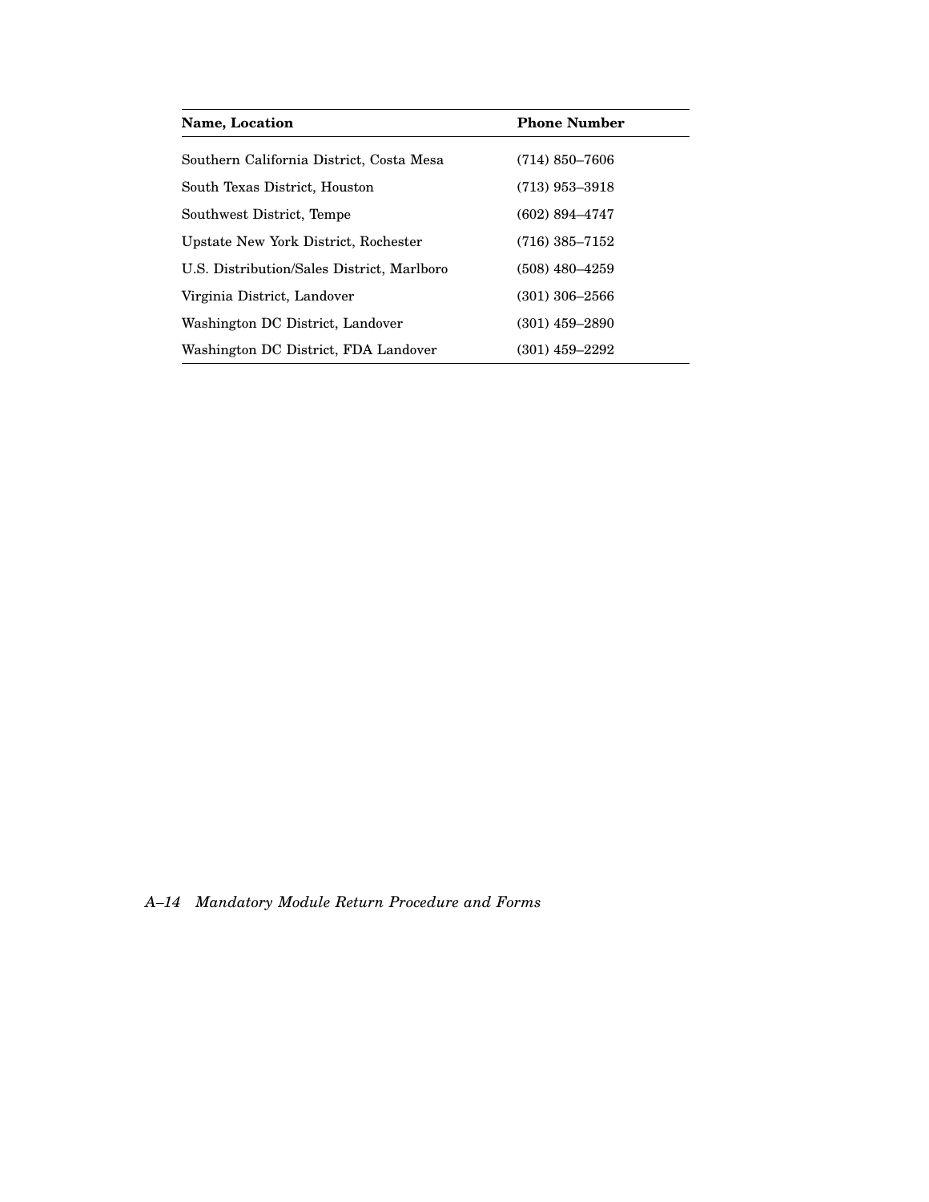| Name, Location | Phone Number |
|---|---|
| Southern California District, Costa Mesa | (714) 850–7606 |
| South Texas District, Houston | (713) 953–3918 |
| Southwest District, Tempe | (602) 894–4747 |
| Upstate New York District, Rochester | (716) 385–7152 |
| U.S. Distribution/Sales District, Marlboro | (508) 480–4259 |
| Virginia District, Landover | (301) 306–2566 |
| Washington DC District, Landover | (301) 459–2890 |
| Washington DC District, FDA Landover | (301) 459–2292 |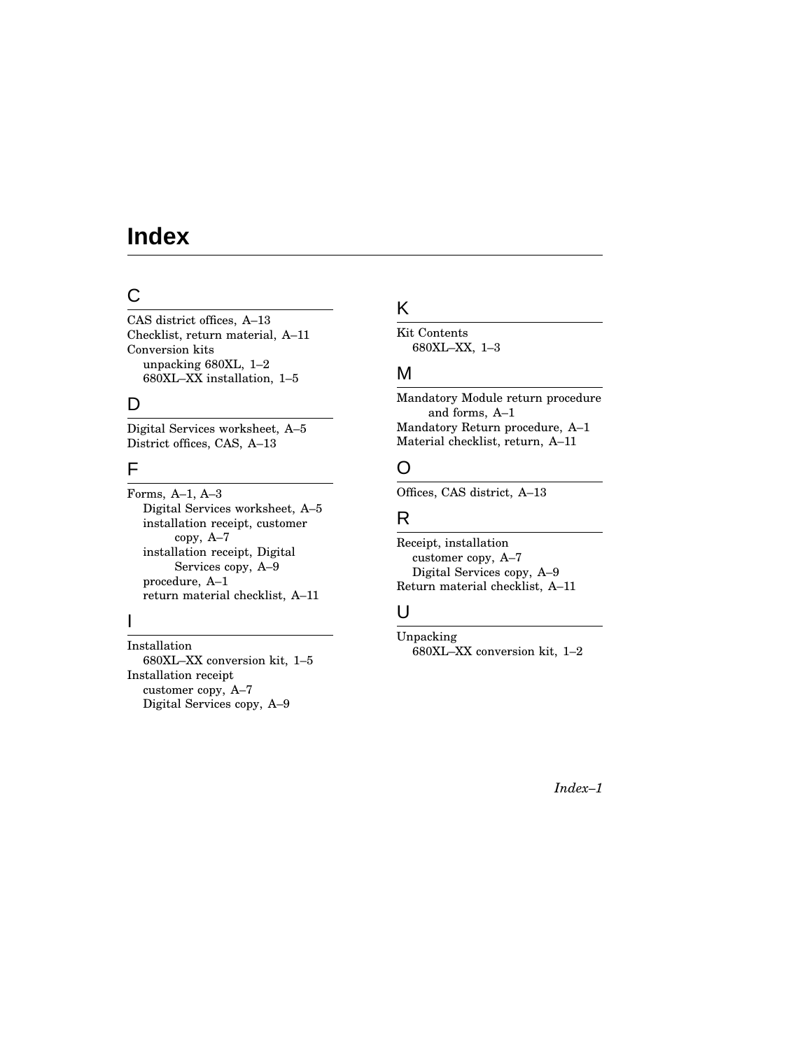# Index

## C

CAS district offices, A–13
Checklist, return material, A–11
Conversion kits
- unpacking 680XL, 1–2
- 680XL–XX installation, 1–5

## D

Digital Services worksheet, A–5
District offices, CAS, A–13

## F

Forms, A–1, A–3
- Digital Services worksheet, A–5
- installation receipt, customer copy, A–7
- installation receipt, Digital Services copy, A–9
- procedure, A–1
- return material checklist, A–11

## I

Installation
- 680XL–XX conversion kit, 1–5

Installation receipt
- customer copy, A–7
- Digital Services copy, A–9

## K

Kit Contents
- 680XL–XX, 1–3

## M

Mandatory Module return procedure and forms, A–1
Mandatory Return procedure, A–1
Material checklist, return, A–11

## O

Offices, CAS district, A–13

## R

Receipt, installation
- customer copy, A–7
- Digital Services copy, A–9

Return material checklist, A–11

## U

Unpacking
- 680XL–XX conversion kit, 1–2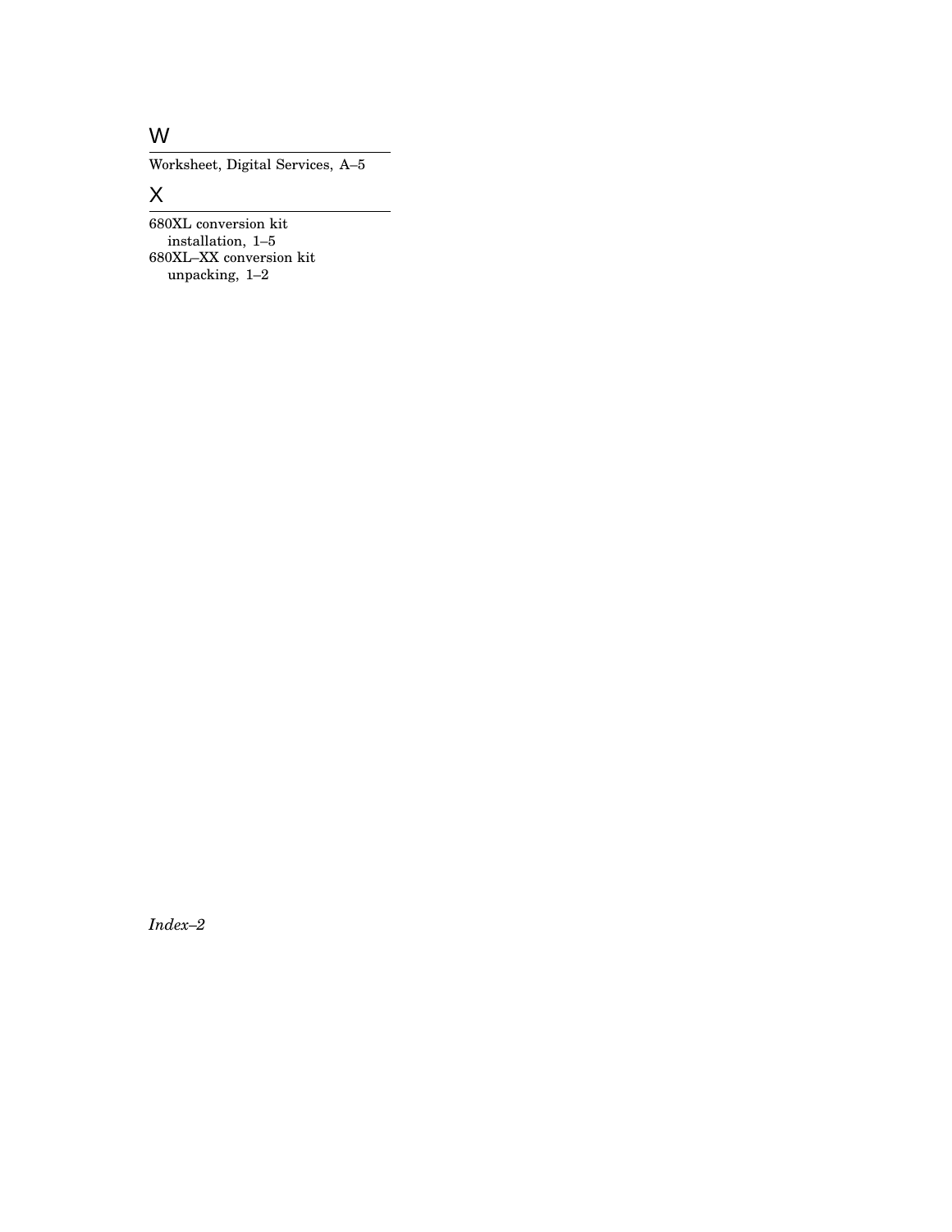## W

Worksheet, Digital Services, A–5

## X

680XL conversion kit
  installation, 1–5
680XL–XX conversion kit
  unpacking, 1–2